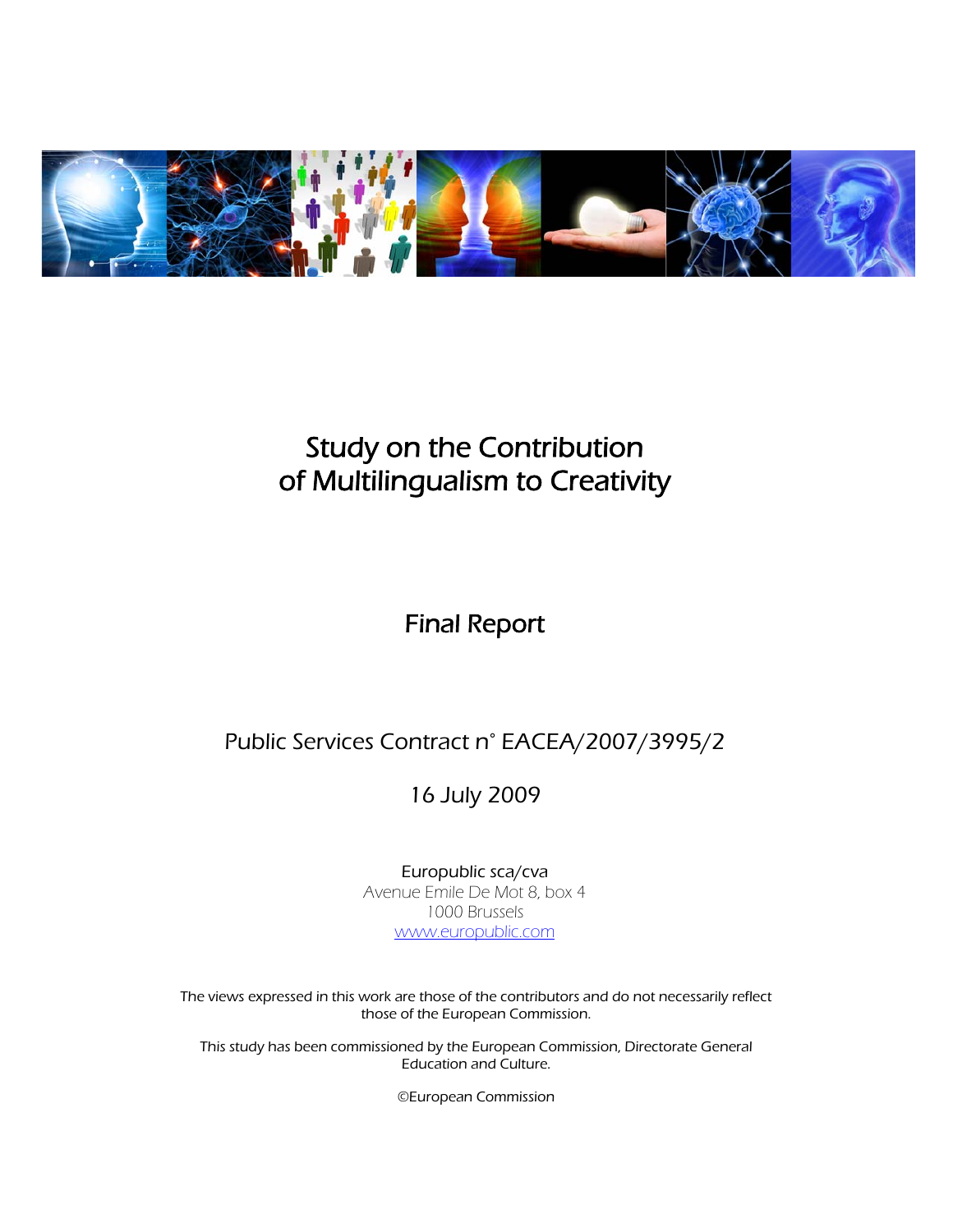# Study on the Contribution of Multilingualism to Creativity

## Final Report

Public Services Contract n° EACEA/2007/3995/2

16 July 2009

Europublic sca/cva
Avenue Emile De Mot 8, box 4
1000 Brussels
www.europublic.com

The views expressed in this work are those of the contributors and do not necessarily reflect those of the European Commission.

This study has been commissioned by the European Commission, Directorate General Education and Culture.

©European Commission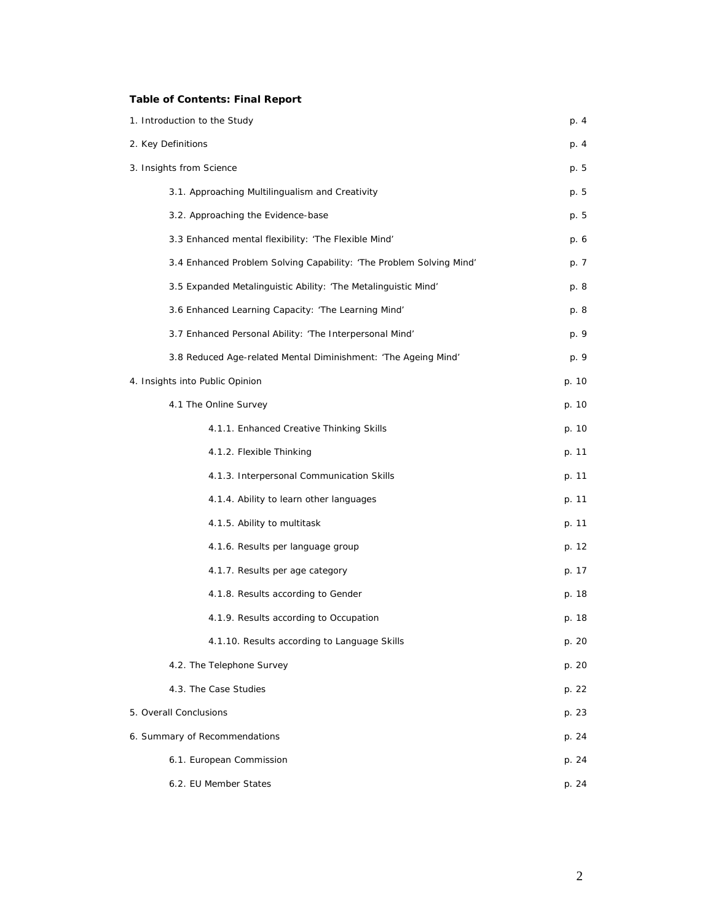**Table of Contents: Final Report**

| | |
|---|---|
| 1. Introduction to the Study | p. 4 |
| 2. Key Definitions | p. 4 |
| 3. Insights from Science | p. 5 |
| 3.1. Approaching Multilingualism and Creativity | p. 5 |
| 3.2. Approaching the Evidence-base | p. 5 |
| 3.3 Enhanced mental flexibility: 'The Flexible Mind' | p. 6 |
| 3.4 Enhanced Problem Solving Capability: 'The Problem Solving Mind' | p. 7 |
| 3.5 Expanded Metalinguistic Ability: 'The Metalinguistic Mind' | p. 8 |
| 3.6 Enhanced Learning Capacity: 'The Learning Mind' | p. 8 |
| 3.7 Enhanced Personal Ability: 'The Interpersonal Mind' | p. 9 |
| 3.8 Reduced Age-related Mental Diminishment: 'The Ageing Mind' | p. 9 |
| 4. Insights into Public Opinion | p. 10 |
| 4.1 The Online Survey | p. 10 |
| 4.1.1. Enhanced Creative Thinking Skills | p. 10 |
| 4.1.2. Flexible Thinking | p. 11 |
| 4.1.3. Interpersonal Communication Skills | p. 11 |
| 4.1.4. Ability to learn other languages | p. 11 |
| 4.1.5. Ability to multitask | p. 11 |
| 4.1.6. Results per language group | p. 12 |
| 4.1.7. Results per age category | p. 17 |
| 4.1.8. Results according to Gender | p. 18 |
| 4.1.9. Results according to Occupation | p. 18 |
| 4.1.10. Results according to Language Skills | p. 20 |
| 4.2. The Telephone Survey | p. 20 |
| 4.3. The Case Studies | p. 22 |
| 5. Overall Conclusions | p. 23 |
| 6. Summary of Recommendations | p. 24 |
| 6.1. European Commission | p. 24 |
| 6.2. EU Member States | p. 24 |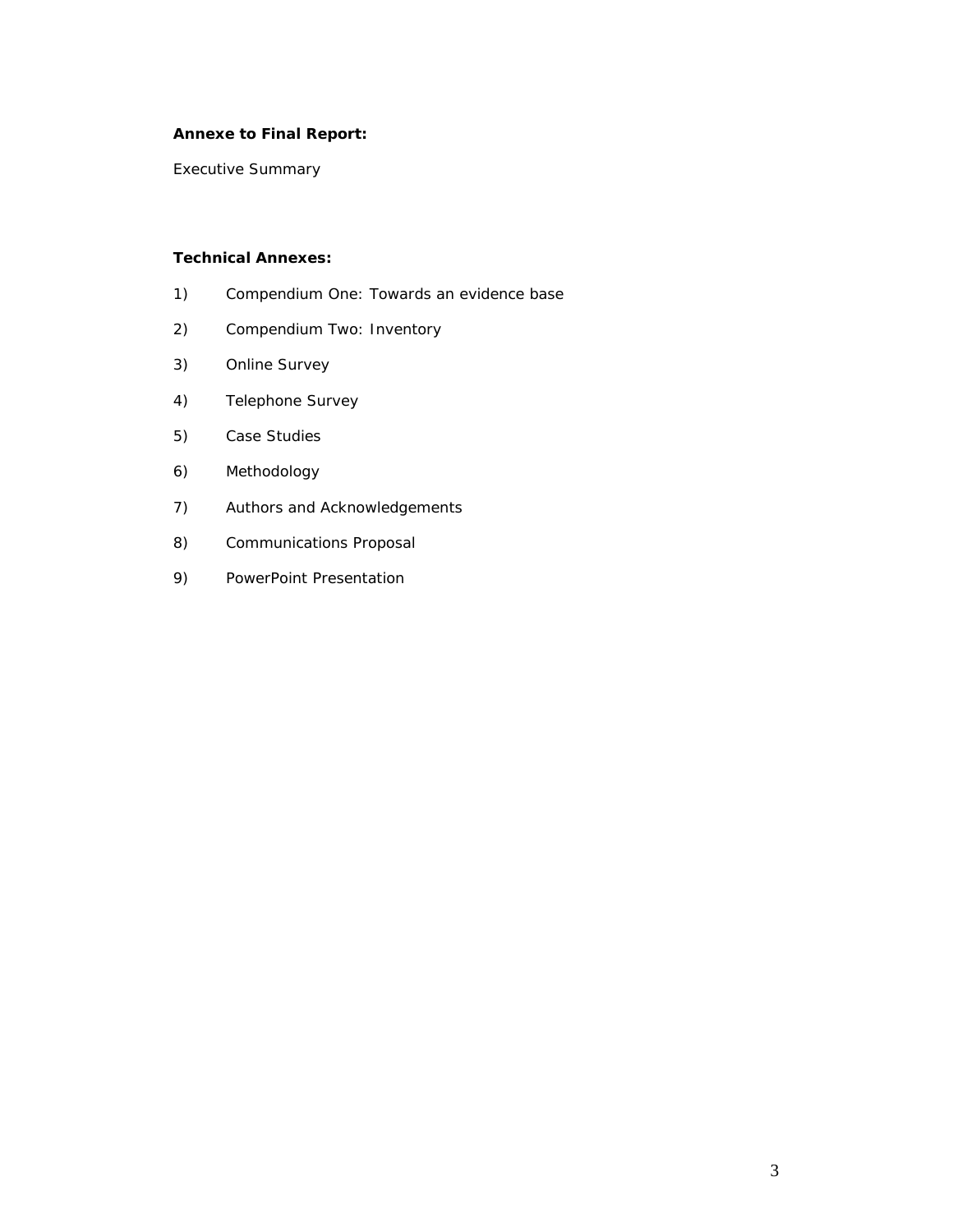**Annexe to Final Report:**

Executive Summary

**Technical Annexes:**

1) Compendium One: Towards an evidence base
2) Compendium Two: Inventory
3) Online Survey
4) Telephone Survey
5) Case Studies
6) Methodology
7) Authors and Acknowledgements
8) Communications Proposal
9) PowerPoint Presentation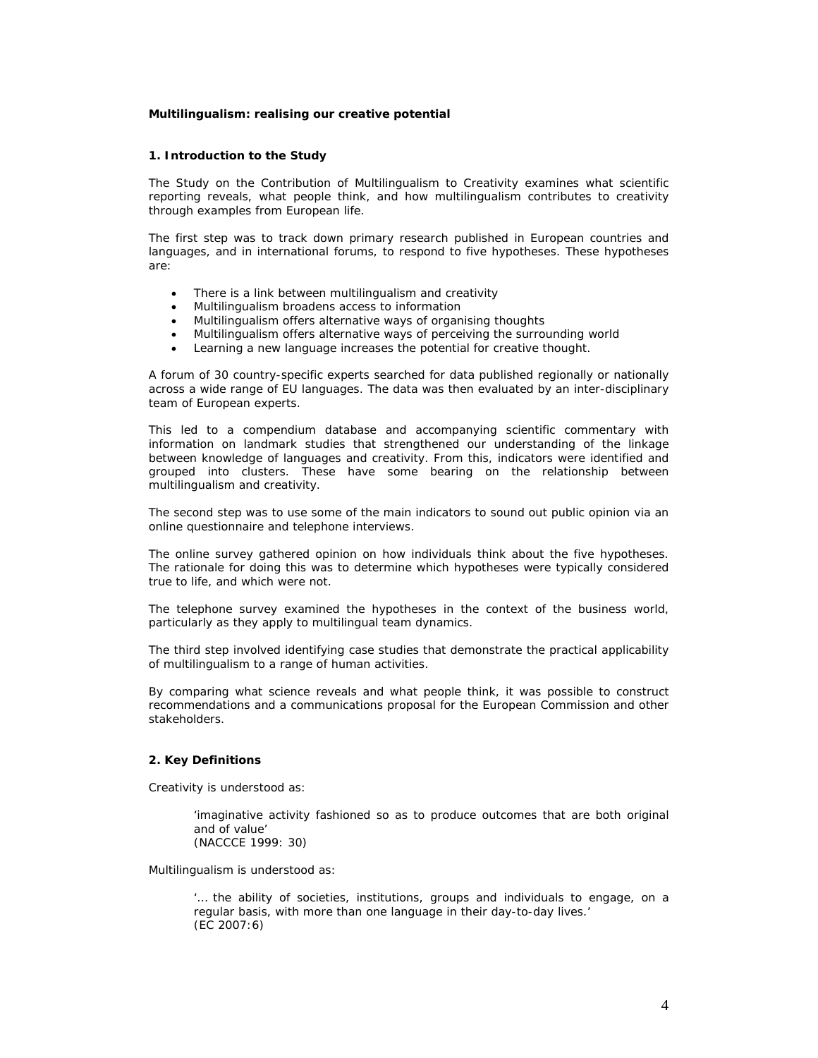**Multilingualism: realising our creative potential**

### 1. Introduction to the Study

The Study on the Contribution of Multilingualism to Creativity examines what scientific reporting reveals, what people think, and how multilingualism contributes to creativity through examples from European life.

The first step was to track down primary research published in European countries and languages, and in international forums, to respond to five hypotheses. These hypotheses are:

- There is a link between multilingualism and creativity
- Multilingualism broadens access to information
- Multilingualism offers alternative ways of organising thoughts
- Multilingualism offers alternative ways of perceiving the surrounding world
- Learning a new language increases the potential for creative thought.

A forum of 30 country-specific experts searched for data published regionally or nationally across a wide range of EU languages. The data was then evaluated by an inter-disciplinary team of European experts.

This led to a compendium database and accompanying scientific commentary with information on landmark studies that strengthened our understanding of the linkage between knowledge of languages and creativity. From this, indicators were identified and grouped into clusters. These have some bearing on the relationship between multilingualism and creativity.

The second step was to use some of the main indicators to sound out public opinion via an online questionnaire and telephone interviews.

The online survey gathered opinion on how individuals think about the five hypotheses. The rationale for doing this was to determine which hypotheses were typically considered true to life, and which were not.

The telephone survey examined the hypotheses in the context of the business world, particularly as they apply to multilingual team dynamics.

The third step involved identifying case studies that demonstrate the practical applicability of multilingualism to a range of human activities.

By comparing what science reveals and what people think, it was possible to construct recommendations and a communications proposal for the European Commission and other stakeholders.

### 2. Key Definitions

Creativity is understood as:

> 'imaginative activity fashioned so as to produce outcomes that are both original and of value'
> (NACCCE 1999: 30)

Multilingualism is understood as:

> '… the ability of societies, institutions, groups and individuals to engage, on a regular basis, with more than one language in their day-to-day lives.'
> (EC 2007:6)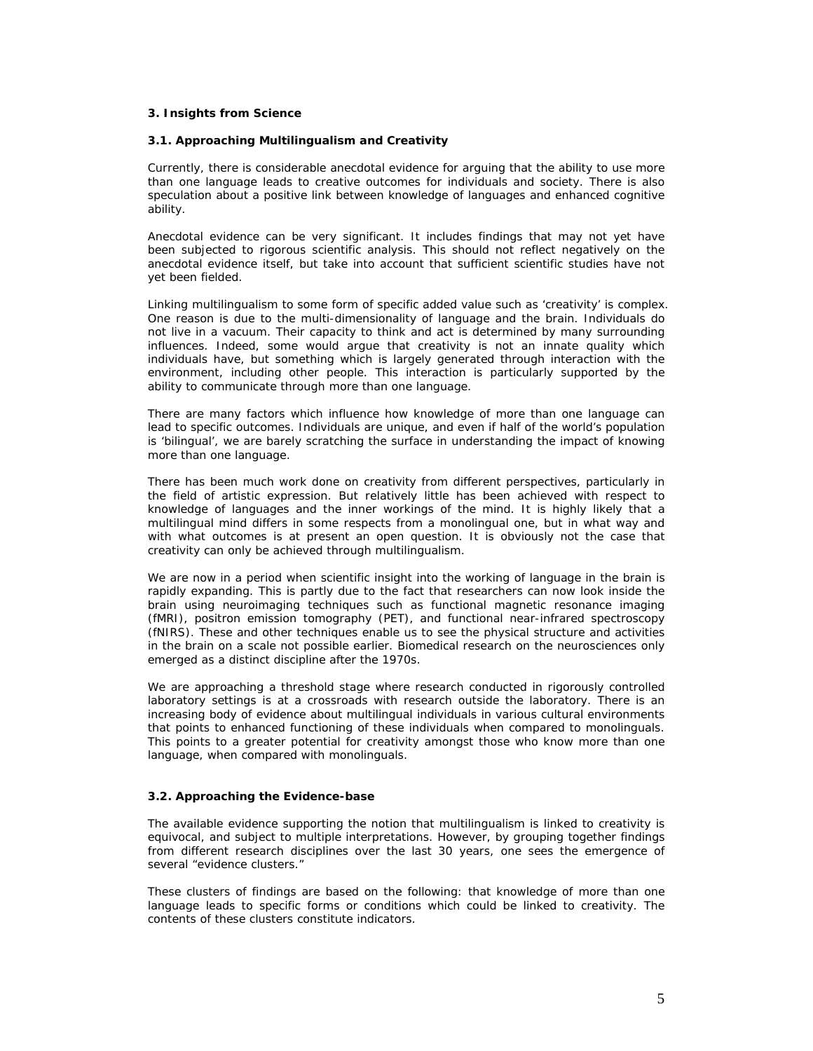## 3. Insights from Science

### 3.1. Approaching Multilingualism and Creativity

Currently, there is considerable anecdotal evidence for arguing that the ability to use more than one language leads to creative outcomes for individuals and society. There is also speculation about a positive link between knowledge of languages and enhanced cognitive ability.

Anecdotal evidence can be very significant. It includes findings that may not yet have been subjected to rigorous scientific analysis. This should not reflect negatively on the anecdotal evidence itself, but take into account that sufficient scientific studies have not yet been fielded.

Linking multilingualism to some form of specific added value such as 'creativity' is complex. One reason is due to the multi-dimensionality of language and the brain. Individuals do not live in a vacuum. Their capacity to think and act is determined by many surrounding influences. Indeed, some would argue that creativity is not an innate quality which individuals have, but something which is largely generated through interaction with the environment, including other people. This interaction is particularly supported by the ability to communicate through more than one language.

There are many factors which influence how knowledge of more than one language can lead to specific outcomes. Individuals are unique, and even if half of the world's population is 'bilingual', we are barely scratching the surface in understanding the impact of knowing more than one language.

There has been much work done on creativity from different perspectives, particularly in the field of artistic expression. But relatively little has been achieved with respect to knowledge of languages and the inner workings of the mind. It is highly likely that a multilingual mind differs in some respects from a monolingual one, but in what way and with what outcomes is at present an open question. It is obviously not the case that creativity can only be achieved through multilingualism.

We are now in a period when scientific insight into the working of language in the brain is rapidly expanding. This is partly due to the fact that researchers can now look inside the brain using neuroimaging techniques such as functional magnetic resonance imaging (fMRI), positron emission tomography (PET), and functional near-infrared spectroscopy (fNIRS). These and other techniques enable us to see the physical structure and activities in the brain on a scale not possible earlier. Biomedical research on the neurosciences only emerged as a distinct discipline after the 1970s.

We are approaching a threshold stage where research conducted in rigorously controlled laboratory settings is at a crossroads with research outside the laboratory. There is an increasing body of evidence about multilingual individuals in various cultural environments that points to enhanced functioning of these individuals when compared to monolinguals. This points to a greater potential for creativity amongst those who know more than one language, when compared with monolinguals.

### 3.2. Approaching the Evidence-base

The available evidence supporting the notion that multilingualism is linked to creativity is equivocal, and subject to multiple interpretations. However, by grouping together findings from different research disciplines over the last 30 years, one sees the emergence of several "evidence clusters."

These clusters of findings are based on the following: that knowledge of more than one language leads to specific forms or conditions which could be linked to creativity. The contents of these clusters constitute indicators.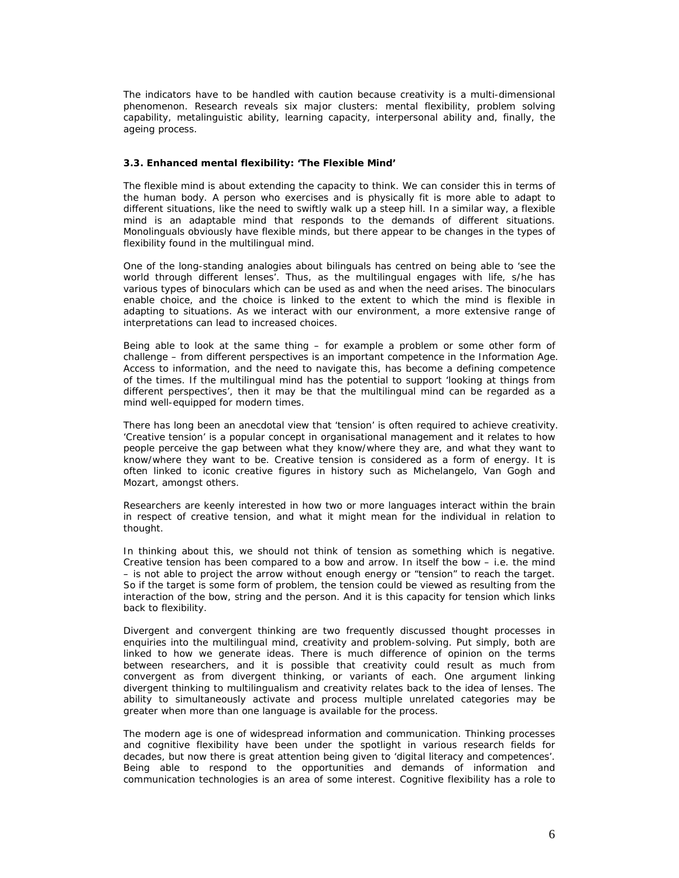The indicators have to be handled with caution because creativity is a multi-dimensional phenomenon. Research reveals six major clusters: mental flexibility, problem solving capability, metalinguistic ability, learning capacity, interpersonal ability and, finally, the ageing process.

### 3.3. Enhanced mental flexibility: 'The Flexible Mind'

The flexible mind is about extending the capacity to think. We can consider this in terms of the human body. A person who exercises and is physically fit is more able to adapt to different situations, like the need to swiftly walk up a steep hill. In a similar way, a flexible mind is an adaptable mind that responds to the demands of different situations. Monolinguals obviously have flexible minds, but there appear to be changes in the types of flexibility found in the multilingual mind.

One of the long-standing analogies about bilinguals has centred on being able to 'see the world through different lenses'. Thus, as the multilingual engages with life, s/he has various types of binoculars which can be used as and when the need arises. The binoculars enable choice, and the choice is linked to the extent to which the mind is flexible in adapting to situations. As we interact with our environment, a more extensive range of interpretations can lead to increased choices.

Being able to look at the same thing – for example a problem or some other form of challenge – from different perspectives is an important competence in the Information Age. Access to information, and the need to navigate this, has become a defining competence of the times. If the multilingual mind has the potential to support 'looking at things from different perspectives', then it may be that the multilingual mind can be regarded as a mind well-equipped for modern times.

There has long been an anecdotal view that 'tension' is often required to achieve creativity. 'Creative tension' is a popular concept in organisational management and it relates to how people perceive the gap between what they know/where they are, and what they want to know/where they want to be. Creative tension is considered as a form of energy. It is often linked to iconic creative figures in history such as Michelangelo, Van Gogh and Mozart, amongst others.

Researchers are keenly interested in how two or more languages interact within the brain in respect of creative tension, and what it might mean for the individual in relation to thought.

In thinking about this, we should not think of tension as something which is negative. Creative tension has been compared to a bow and arrow. In itself the bow – i.e. the mind – is not able to project the arrow without enough energy or "tension" to reach the target. So if the target is some form of problem, the tension could be viewed as resulting from the interaction of the bow, string and the person. And it is this capacity for tension which links back to flexibility.

Divergent and convergent thinking are two frequently discussed thought processes in enquiries into the multilingual mind, creativity and problem-solving. Put simply, both are linked to how we generate ideas. There is much difference of opinion on the terms between researchers, and it is possible that creativity could result as much from convergent as from divergent thinking, or variants of each. One argument linking divergent thinking to multilingualism and creativity relates back to the idea of lenses. The ability to simultaneously activate and process multiple unrelated categories may be greater when more than one language is available for the process.

The modern age is one of widespread information and communication. Thinking processes and cognitive flexibility have been under the spotlight in various research fields for decades, but now there is great attention being given to 'digital literacy and competences'. Being able to respond to the opportunities and demands of information and communication technologies is an area of some interest. Cognitive flexibility has a role to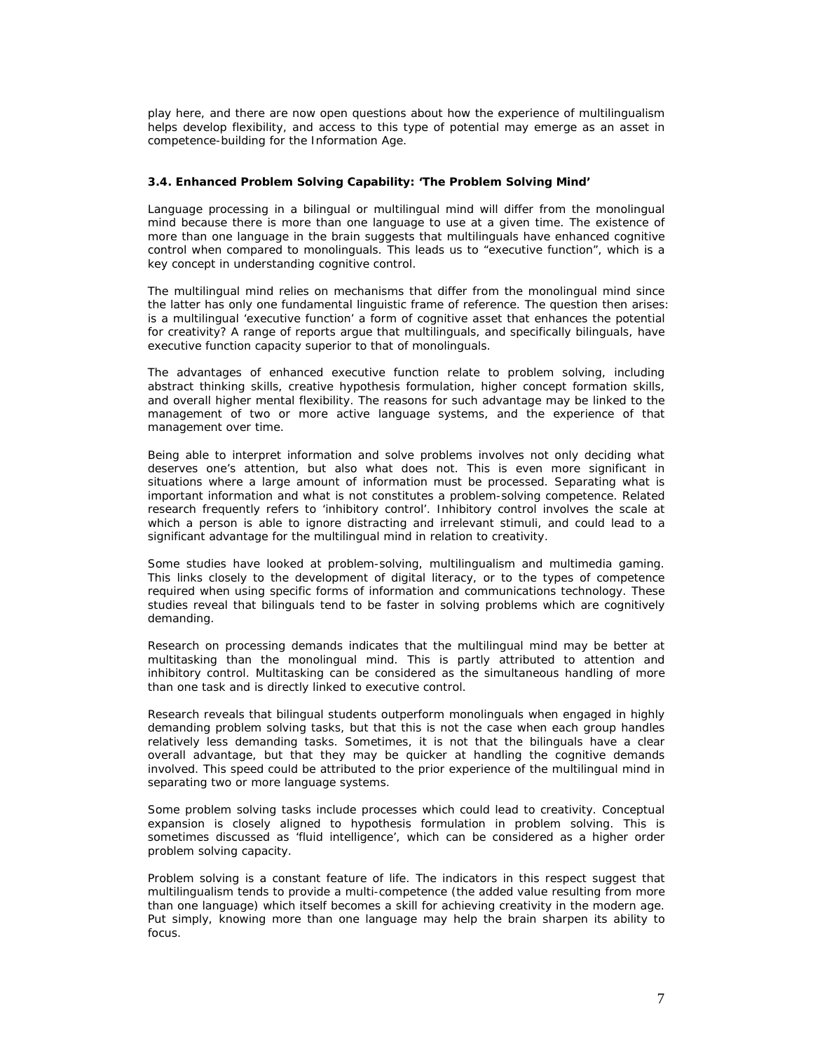play here, and there are now open questions about how the experience of multilingualism helps develop flexibility, and access to this type of potential may emerge as an asset in competence-building for the Information Age.

### 3.4. Enhanced Problem Solving Capability: 'The Problem Solving Mind'

Language processing in a bilingual or multilingual mind will differ from the monolingual mind because there is more than one language to use at a given time. The existence of more than one language in the brain suggests that multilinguals have enhanced cognitive control when compared to monolinguals. This leads us to "executive function", which is a key concept in understanding cognitive control.

The multilingual mind relies on mechanisms that differ from the monolingual mind since the latter has only one fundamental linguistic frame of reference. The question then arises: is a multilingual 'executive function' a form of cognitive asset that enhances the potential for creativity? A range of reports argue that multilinguals, and specifically bilinguals, have executive function capacity superior to that of monolinguals.

The advantages of enhanced executive function relate to problem solving, including abstract thinking skills, creative hypothesis formulation, higher concept formation skills, and overall higher mental flexibility. The reasons for such advantage may be linked to the management of two or more active language systems, and the experience of that management over time.

Being able to interpret information and solve problems involves not only deciding what deserves one's attention, but also what does not. This is even more significant in situations where a large amount of information must be processed. Separating what is important information and what is not constitutes a problem-solving competence. Related research frequently refers to 'inhibitory control'. Inhibitory control involves the scale at which a person is able to ignore distracting and irrelevant stimuli, and could lead to a significant advantage for the multilingual mind in relation to creativity.

Some studies have looked at problem-solving, multilingualism and multimedia gaming. This links closely to the development of digital literacy, or to the types of competence required when using specific forms of information and communications technology. These studies reveal that bilinguals tend to be faster in solving problems which are cognitively demanding.

Research on processing demands indicates that the multilingual mind may be better at multitasking than the monolingual mind. This is partly attributed to attention and inhibitory control. Multitasking can be considered as the simultaneous handling of more than one task and is directly linked to executive control.

Research reveals that bilingual students outperform monolinguals when engaged in highly demanding problem solving tasks, but that this is not the case when each group handles relatively less demanding tasks. Sometimes, it is not that the bilinguals have a clear overall advantage, but that they may be quicker at handling the cognitive demands involved. This speed could be attributed to the prior experience of the multilingual mind in separating two or more language systems.

Some problem solving tasks include processes which could lead to creativity. Conceptual expansion is closely aligned to hypothesis formulation in problem solving. This is sometimes discussed as 'fluid intelligence', which can be considered as a higher order problem solving capacity.

Problem solving is a constant feature of life. The indicators in this respect suggest that multilingualism tends to provide a multi-competence (the added value resulting from more than one language) which itself becomes a skill for achieving creativity in the modern age. Put simply, knowing more than one language may help the brain sharpen its ability to focus.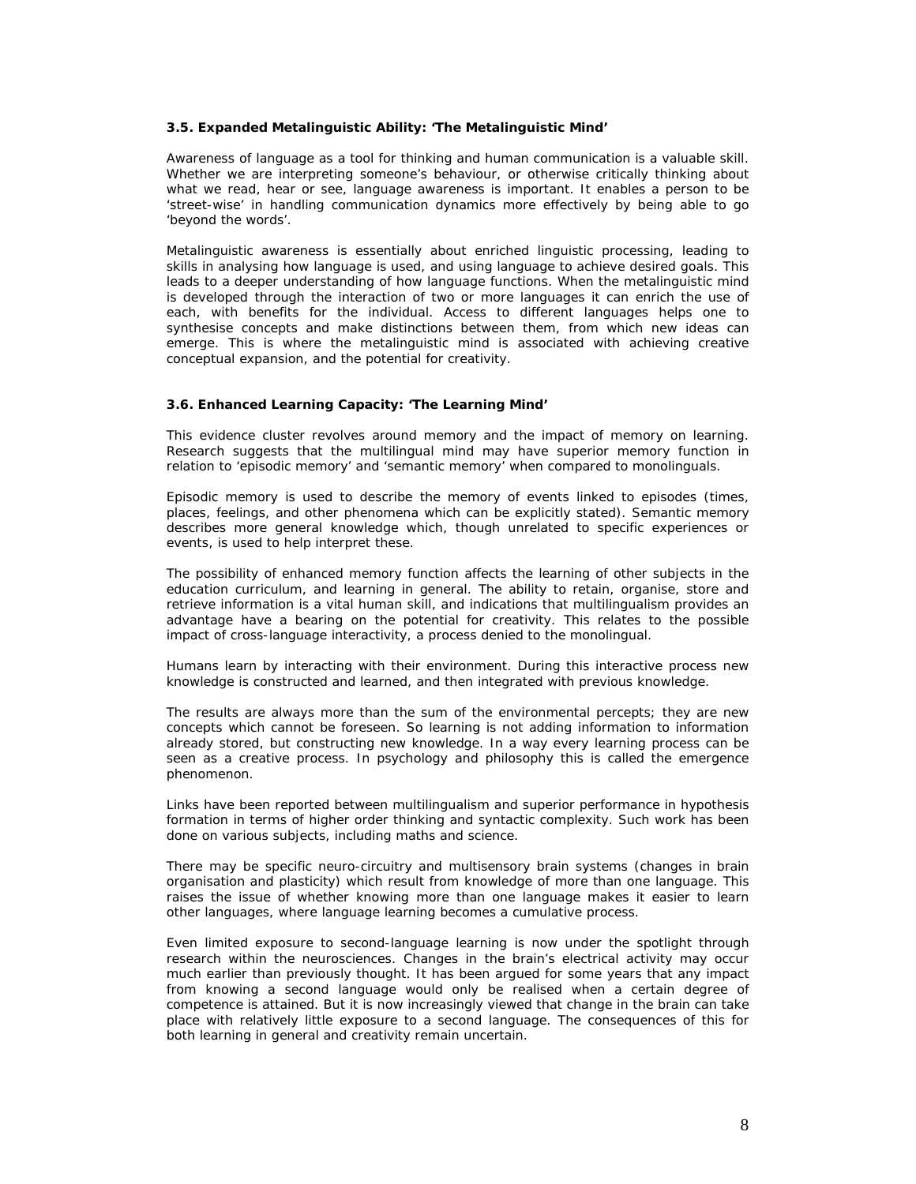### 3.5. Expanded Metalinguistic Ability: 'The Metalinguistic Mind'

Awareness of language as a tool for thinking and human communication is a valuable skill. Whether we are interpreting someone's behaviour, or otherwise critically thinking about what we read, hear or see, language awareness is important. It enables a person to be 'street-wise' in handling communication dynamics more effectively by being able to go 'beyond the words'.

Metalinguistic awareness is essentially about enriched linguistic processing, leading to skills in analysing how language is used, and using language to achieve desired goals. This leads to a deeper understanding of how language functions. When the metalinguistic mind is developed through the interaction of two or more languages it can enrich the use of each, with benefits for the individual. Access to different languages helps one to synthesise concepts and make distinctions between them, from which new ideas can emerge. This is where the metalinguistic mind is associated with achieving creative conceptual expansion, and the potential for creativity.

### 3.6. Enhanced Learning Capacity: 'The Learning Mind'

This evidence cluster revolves around memory and the impact of memory on learning. Research suggests that the multilingual mind may have superior memory function in relation to 'episodic memory' and 'semantic memory' when compared to monolinguals.

Episodic memory is used to describe the memory of events linked to episodes (times, places, feelings, and other phenomena which can be explicitly stated). Semantic memory describes more general knowledge which, though unrelated to specific experiences or events, is used to help interpret these.

The possibility of enhanced memory function affects the learning of other subjects in the education curriculum, and learning in general. The ability to retain, organise, store and retrieve information is a vital human skill, and indications that multilingualism provides an advantage have a bearing on the potential for creativity. This relates to the possible impact of cross-language interactivity, a process denied to the monolingual.

Humans learn by interacting with their environment. During this interactive process new knowledge is constructed and learned, and then integrated with previous knowledge.

The results are always more than the sum of the environmental percepts; they are new concepts which cannot be foreseen. So learning is not adding information to information already stored, but constructing new knowledge. In a way every learning process can be seen as a creative process. In psychology and philosophy this is called the emergence phenomenon.

Links have been reported between multilingualism and superior performance in hypothesis formation in terms of higher order thinking and syntactic complexity. Such work has been done on various subjects, including maths and science.

There may be specific neuro-circuitry and multisensory brain systems (changes in brain organisation and plasticity) which result from knowledge of more than one language. This raises the issue of whether knowing more than one language makes it easier to learn other languages, where language learning becomes a cumulative process.

Even limited exposure to second-language learning is now under the spotlight through research within the neurosciences. Changes in the brain's electrical activity may occur much earlier than previously thought. It has been argued for some years that any impact from knowing a second language would only be realised when a certain degree of competence is attained. But it is now increasingly viewed that change in the brain can take place with relatively little exposure to a second language. The consequences of this for both learning in general and creativity remain uncertain.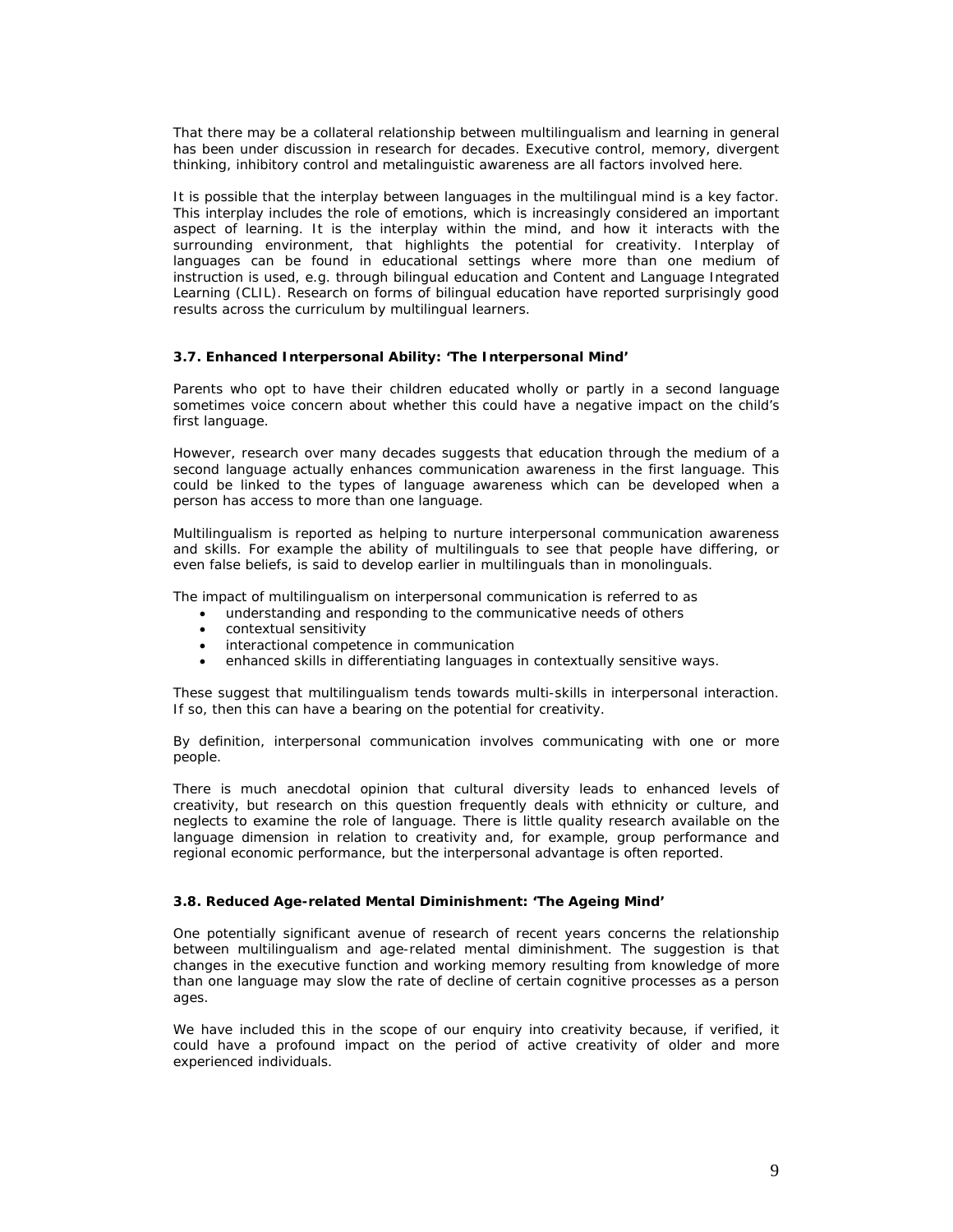That there may be a collateral relationship between multilingualism and learning in general has been under discussion in research for decades. Executive control, memory, divergent thinking, inhibitory control and metalinguistic awareness are all factors involved here.

It is possible that the interplay between languages in the multilingual mind is a key factor. This interplay includes the role of emotions, which is increasingly considered an important aspect of learning. It is the interplay within the mind, and how it interacts with the surrounding environment, that highlights the potential for creativity. Interplay of languages can be found in educational settings where more than one medium of instruction is used, e.g. through bilingual education and Content and Language Integrated Learning (CLIL). Research on forms of bilingual education have reported surprisingly good results across the curriculum by multilingual learners.

### 3.7. Enhanced Interpersonal Ability: 'The Interpersonal Mind'

Parents who opt to have their children educated wholly or partly in a second language sometimes voice concern about whether this could have a negative impact on the child's first language.

However, research over many decades suggests that education through the medium of a second language actually enhances communication awareness in the first language. This could be linked to the types of language awareness which can be developed when a person has access to more than one language.

Multilingualism is reported as helping to nurture interpersonal communication awareness and skills. For example the ability of multilinguals to see that people have differing, or even false beliefs, is said to develop earlier in multilinguals than in monolinguals.

The impact of multilingualism on interpersonal communication is referred to as

- understanding and responding to the communicative needs of others
- contextual sensitivity
- interactional competence in communication
- enhanced skills in differentiating languages in contextually sensitive ways.

These suggest that multilingualism tends towards multi-skills in interpersonal interaction. If so, then this can have a bearing on the potential for creativity.

By definition, interpersonal communication involves communicating with one or more people.

There is much anecdotal opinion that cultural diversity leads to enhanced levels of creativity, but research on this question frequently deals with ethnicity or culture, and neglects to examine the role of language. There is little quality research available on the language dimension in relation to creativity and, for example, group performance and regional economic performance, but the interpersonal advantage is often reported.

### 3.8. Reduced Age-related Mental Diminishment: 'The Ageing Mind'

One potentially significant avenue of research of recent years concerns the relationship between multilingualism and age-related mental diminishment. The suggestion is that changes in the executive function and working memory resulting from knowledge of more than one language may slow the rate of decline of certain cognitive processes as a person ages.

We have included this in the scope of our enquiry into creativity because, if verified, it could have a profound impact on the period of active creativity of older and more experienced individuals.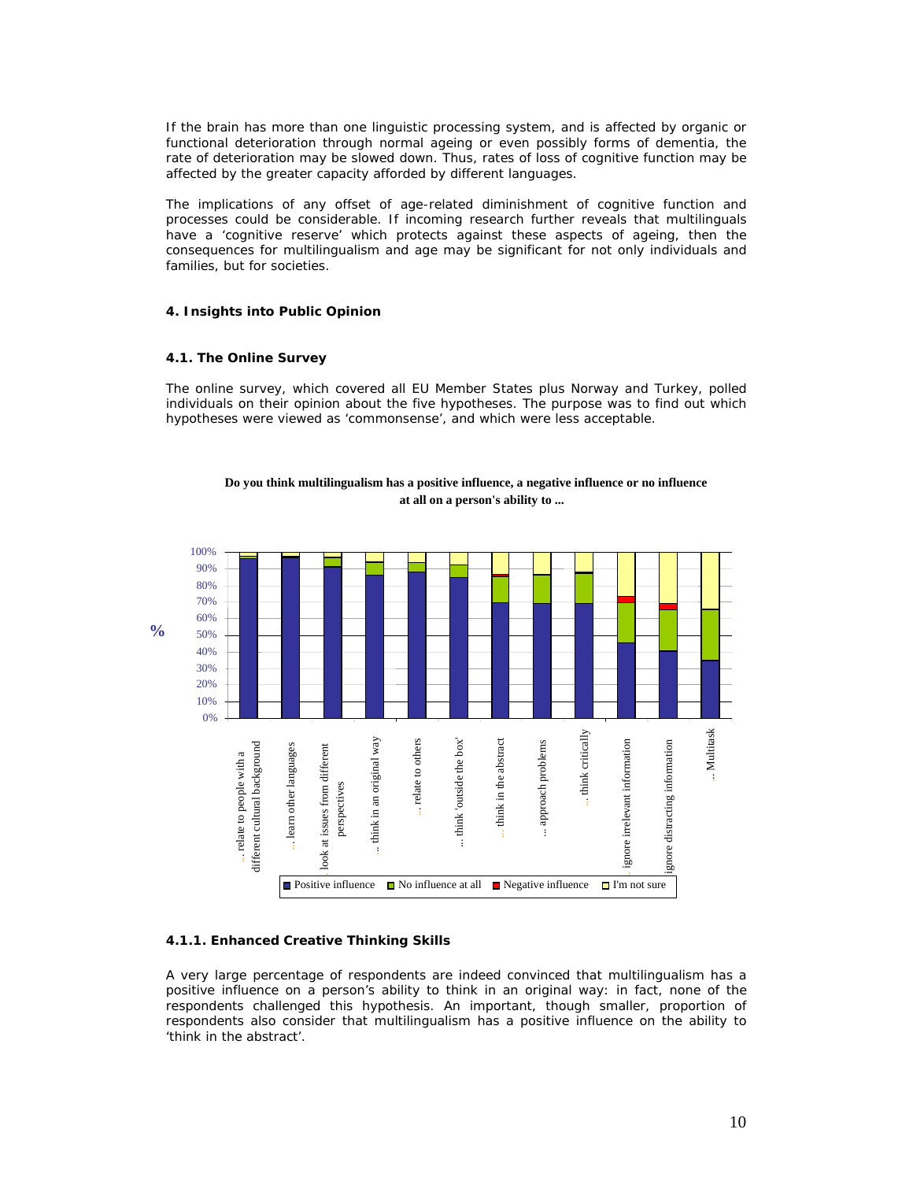If the brain has more than one linguistic processing system, and is affected by organic or functional deterioration through normal ageing or even possibly forms of dementia, the rate of deterioration may be slowed down. Thus, rates of loss of cognitive function may be affected by the greater capacity afforded by different languages.

The implications of any offset of age-related diminishment of cognitive function and processes could be considerable. If incoming research further reveals that multilinguals have a 'cognitive reserve' which protects against these aspects of ageing, then the consequences for multilingualism and age may be significant for not only individuals and families, but for societies.

## 4. Insights into Public Opinion

### 4.1. The Online Survey

The online survey, which covered all EU Member States plus Norway and Turkey, polled individuals on their opinion about the five hypotheses. The purpose was to find out which hypotheses were viewed as 'commonsense', and which were less acceptable.

**Do you think multilingualism has a positive influence, a negative influence or no influence at all on a person's ability to ...**

#### 4.1.1. Enhanced Creative Thinking Skills

A very large percentage of respondents are indeed convinced that multilingualism has a positive influence on a person's ability to think in an original way: in fact, none of the respondents challenged this hypothesis. An important, though smaller, proportion of respondents also consider that multilingualism has a positive influence on the ability to 'think in the abstract'.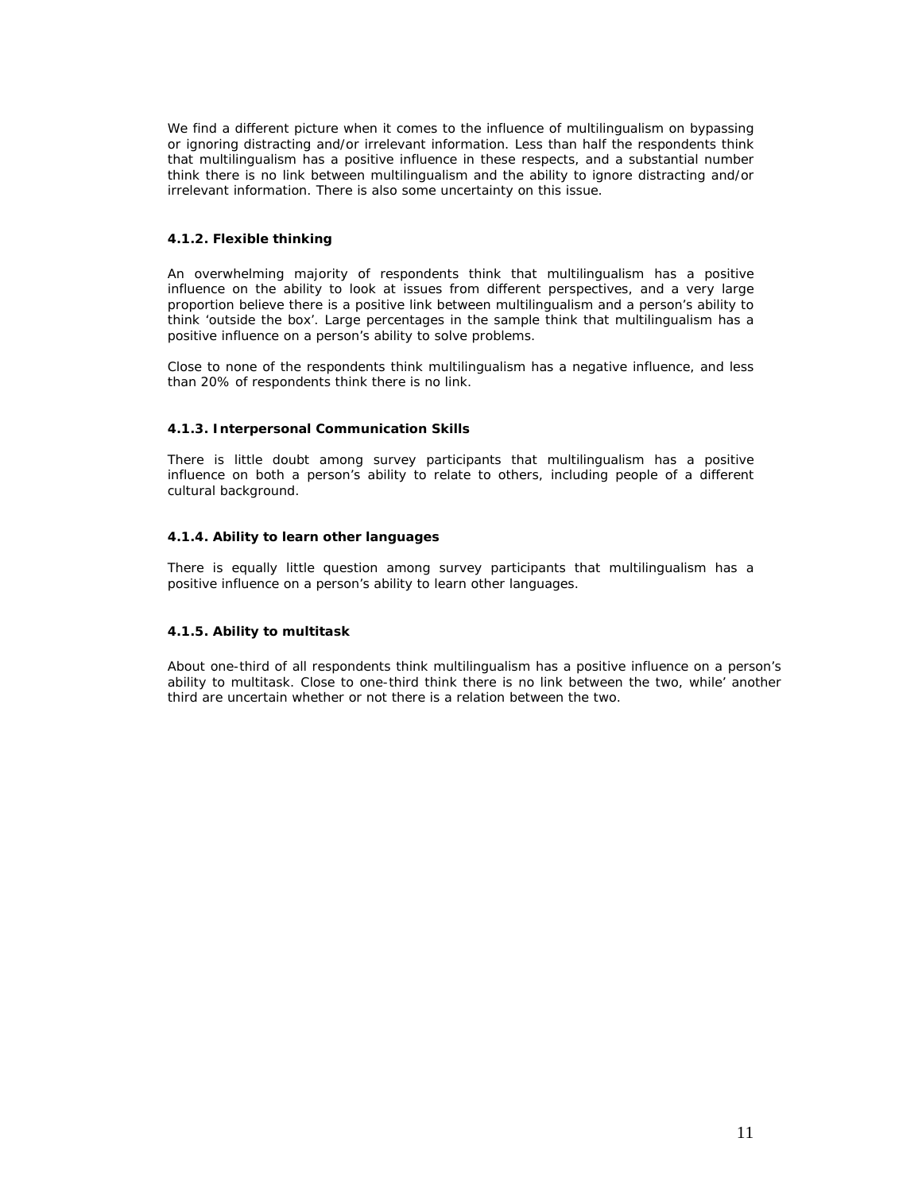We find a different picture when it comes to the influence of multilingualism on bypassing or ignoring distracting and/or irrelevant information. Less than half the respondents think that multilingualism has a positive influence in these respects, and a substantial number think there is no link between multilingualism and the ability to ignore distracting and/or irrelevant information. There is also some uncertainty on this issue.

#### 4.1.2. Flexible thinking

An overwhelming majority of respondents think that multilingualism has a positive influence on the ability to look at issues from different perspectives, and a very large proportion believe there is a positive link between multilingualism and a person's ability to think 'outside the box'. Large percentages in the sample think that multilingualism has a positive influence on a person's ability to solve problems.

Close to none of the respondents think multilingualism has a negative influence, and less than 20% of respondents think there is no link.

#### 4.1.3. Interpersonal Communication Skills

There is little doubt among survey participants that multilingualism has a positive influence on both a person's ability to relate to others, including people of a different cultural background.

#### 4.1.4. Ability to learn other languages

There is equally little question among survey participants that multilingualism has a positive influence on a person's ability to learn other languages.

#### 4.1.5. Ability to multitask

About one-third of all respondents think multilingualism has a positive influence on a person's ability to multitask. Close to one-third think there is no link between the two, while' another third are uncertain whether or not there is a relation between the two.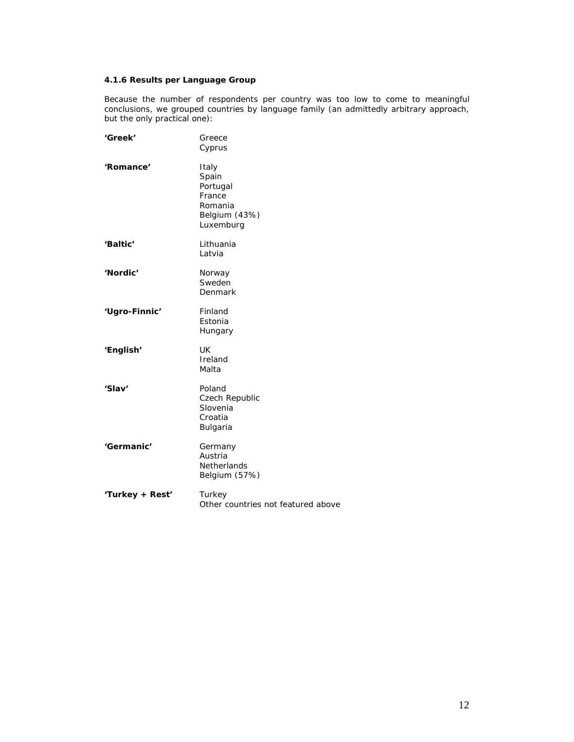### 4.1.6 Results per Language Group

Because the number of respondents per country was too low to come to meaningful conclusions, we grouped countries by language family (an admittedly arbitrary approach, but the only practical one):

| Group | Countries |
|---|---|
| **'Greek'** | Greece<br>Cyprus |
| **'Romance'** | Italy<br>Spain<br>Portugal<br>France<br>Romania<br>Belgium (43%)<br>Luxemburg |
| **'Baltic'** | Lithuania<br>Latvia |
| **'Nordic'** | Norway<br>Sweden<br>Denmark |
| **'Ugro-Finnic'** | Finland<br>Estonia<br>Hungary |
| **'English'** | UK<br>Ireland<br>Malta |
| **'Slav'** | Poland<br>Czech Republic<br>Slovenia<br>Croatia<br>Bulgaria |
| **'Germanic'** | Germany<br>Austria<br>Netherlands<br>Belgium (57%) |
| **'Turkey + Rest'** | Turkey<br>Other countries not featured above |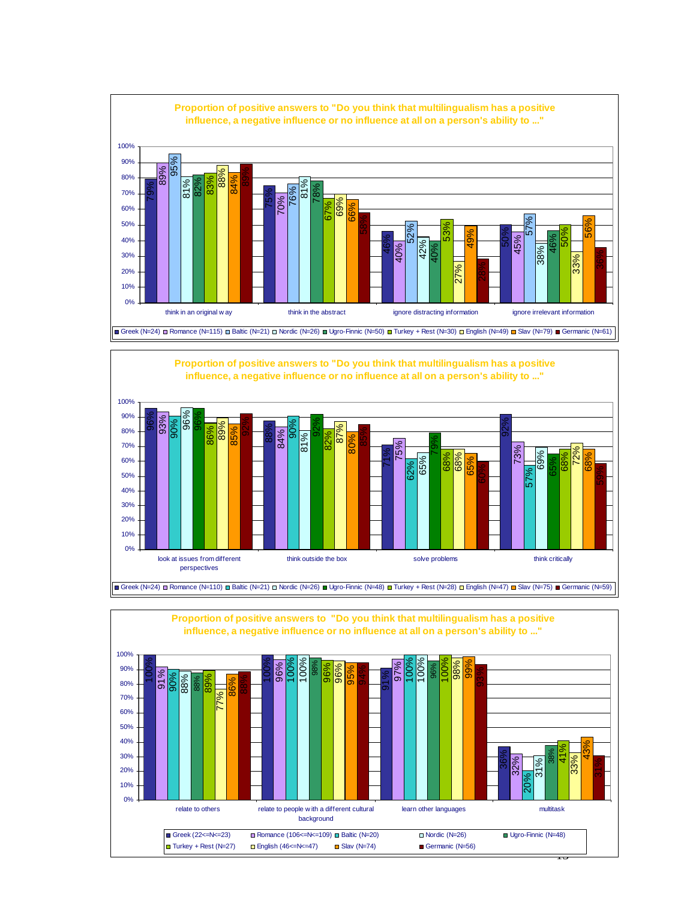### Proportion of positive answers to "Do you think that multilingualism has a positive influence, a negative influence or no influence at all on a person's ability to ..."

| | Greek (N=24) | Romance (N=115) | Baltic (N=21) | Nordic (N=26) | Ugro-Finnic (N=50) | Turkey + Rest (N=30) | English (N=49) | Slav (N=79) | Germanic (N=61) |
|---|---|---|---|---|---|---|---|---|---|
| think in an original way | 79% | 89% | 95% | 81% | 82% | 83% | 88% | 84% | 89% |
| think in the abstract | 75% | 70% | 76% | 81% | 78% | 67% | 69% | 66% | 58% |
| ignore distracting information | 46% | 40% | 52% | 42% | 40% | 53% | 27% | 49% | 28% |
| ignore irrelevant information | 50% | 45% | 57% | 38% | 46% | 50% | 33% | 56% | 36% |

### Proportion of positive answers to "Do you think that multilingualism has a positive influence, a negative influence or no influence at all on a person's ability to ..."

| | Greek (N=24) | Romance (N=110) | Baltic (N=21) | Nordic (N=26) | Ugro-Finnic (N=48) | Turkey + Rest (N=28) | English (N=47) | Slav (N=75) | Germanic (N=59) |
|---|---|---|---|---|---|---|---|---|---|
| look at issues from different perspectives | 96% | 93% | 90% | 96% | 96% | 86% | 89% | 85% | 92% |
| think outside the box | 88% | 84% | 90% | 81% | 92% | 82% | 87% | 80% | 85% |
| solve problems | 71% | 75% | 62% | 65% | 79% | 68% | 68% | 65% | 60% |
| think critically | 92% | 73% | 57% | 69% | 65% | 68% | 72% | 68% | 59% |

### Proportion of positive answers to "Do you think that multilingualism has a positive influence, a negative influence or no influence at all on a person's ability to ..."

| | Greek (22<=N<=23) | Romance (106<=N<=109) | Baltic (N=20) | Nordic (N=26) | Ugro-Finnic (N=48) | Turkey + Rest (N=27) | English (46<=N<=47) | Slav (N=74) | Germanic (N=56) |
|---|---|---|---|---|---|---|---|---|---|
| relate to others | 100% | 91% | 90% | 88% | 88% | 89% | 77% | 86% | 88% |
| relate to people with a different cultural background | 100% | 96% | 100% | 100% | 98% | 96% | 96% | 95% | 94% |
| learn other languages | 91% | 97% | 100% | 100% | 96% | 100% | 98% | 99% | 93% |
| multitask | 36% | 32% | 20% | 31% | 38% | 41% | 33% | 43% | 31% |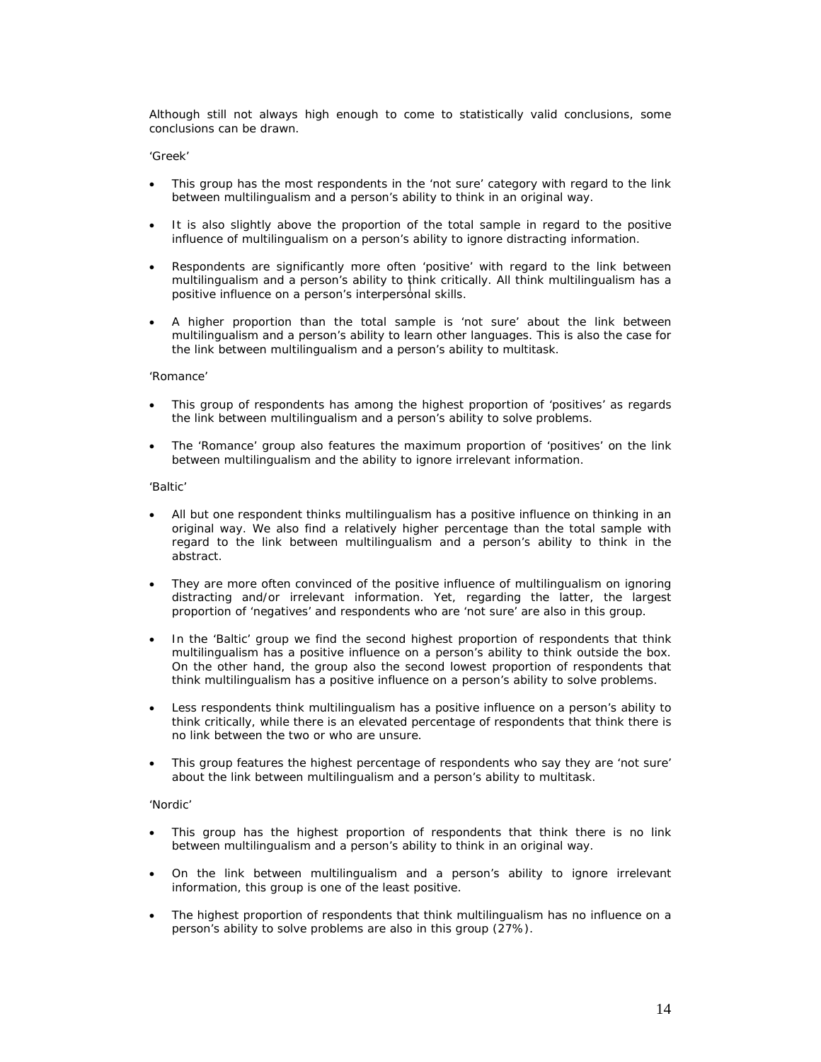Although still not always high enough to come to statistically valid conclusions, some conclusions can be drawn.

'Greek'

- This group has the most respondents in the 'not sure' category with regard to the link between multilingualism and a person's ability to think in an original way.
- It is also slightly above the proportion of the total sample in regard to the positive influence of multilingualism on a person's ability to ignore distracting information.
- Respondents are significantly more often 'positive' with regard to the link between multilingualism and a person's ability to think critically. All think multilingualism has a positive influence on a person's interpersonal skills.
- A higher proportion than the total sample is 'not sure' about the link between multilingualism and a person's ability to learn other languages. This is also the case for the link between multilingualism and a person's ability to multitask.

'Romance'

- This group of respondents has among the highest proportion of 'positives' as regards the link between multilingualism and a person's ability to solve problems.
- The 'Romance' group also features the maximum proportion of 'positives' on the link between multilingualism and the ability to ignore irrelevant information.

'Baltic'

- All but one respondent thinks multilingualism has a positive influence on thinking in an original way. We also find a relatively higher percentage than the total sample with regard to the link between multilingualism and a person's ability to think in the abstract.
- They are more often convinced of the positive influence of multilingualism on ignoring distracting and/or irrelevant information. Yet, regarding the latter, the largest proportion of 'negatives' and respondents who are 'not sure' are also in this group.
- In the 'Baltic' group we find the second highest proportion of respondents that think multilingualism has a positive influence on a person's ability to think outside the box. On the other hand, the group also the second lowest proportion of respondents that think multilingualism has a positive influence on a person's ability to solve problems.
- Less respondents think multilingualism has a positive influence on a person's ability to think critically, while there is an elevated percentage of respondents that think there is no link between the two or who are unsure.
- This group features the highest percentage of respondents who say they are 'not sure' about the link between multilingualism and a person's ability to multitask.

'Nordic'

- This group has the highest proportion of respondents that think there is no link between multilingualism and a person's ability to think in an original way.
- On the link between multilingualism and a person's ability to ignore irrelevant information, this group is one of the least positive.
- The highest proportion of respondents that think multilingualism has no influence on a person's ability to solve problems are also in this group (27%).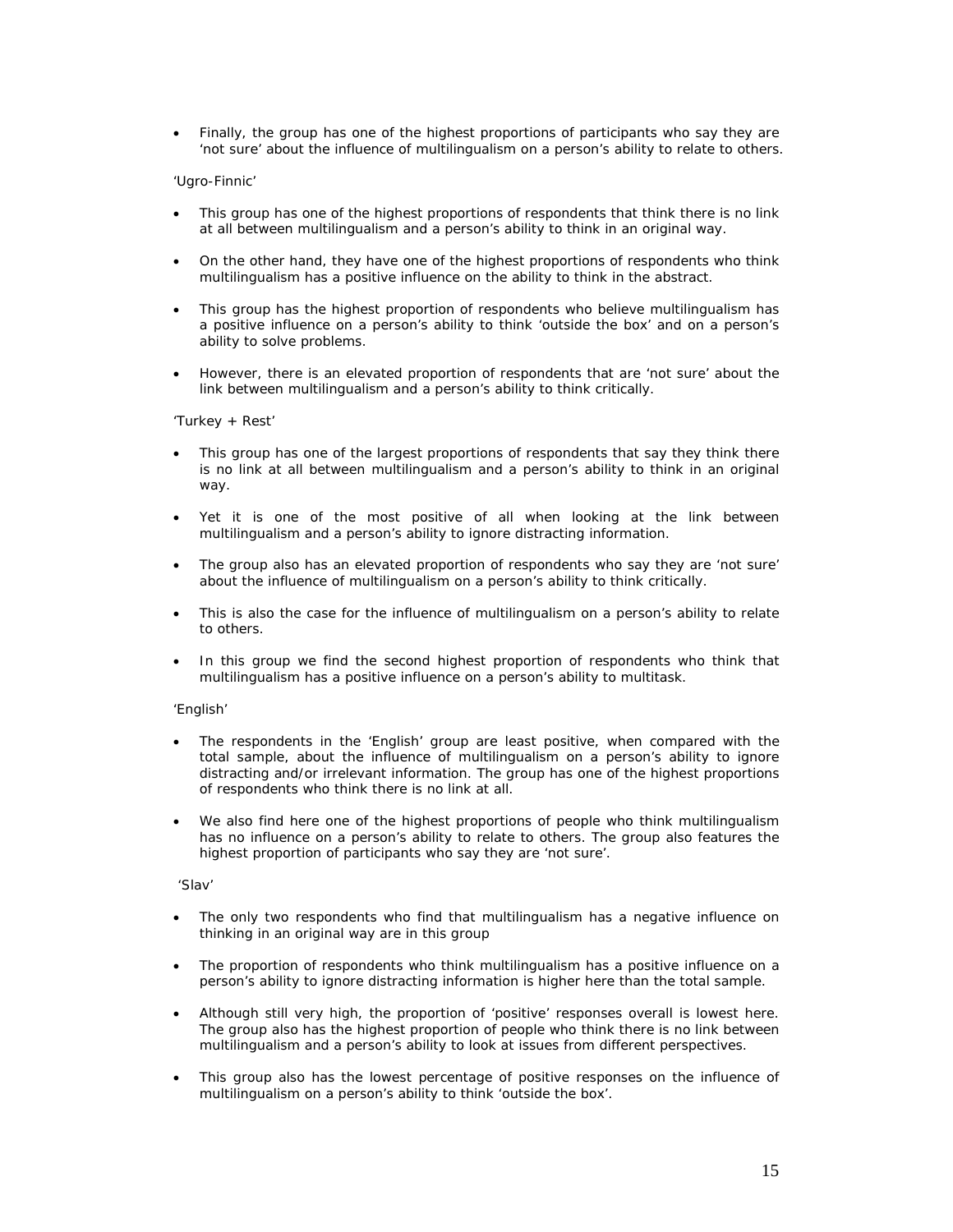- Finally, the group has one of the highest proportions of participants who say they are 'not sure' about the influence of multilingualism on a person's ability to relate to others.

'Ugro-Finnic'

- This group has one of the highest proportions of respondents that think there is no link at all between multilingualism and a person's ability to think in an original way.
- On the other hand, they have one of the highest proportions of respondents who think multilingualism has a positive influence on the ability to think in the abstract.
- This group has the highest proportion of respondents who believe multilingualism has a positive influence on a person's ability to think 'outside the box' and on a person's ability to solve problems.
- However, there is an elevated proportion of respondents that are 'not sure' about the link between multilingualism and a person's ability to think critically.

'Turkey + Rest'

- This group has one of the largest proportions of respondents that say they think there is no link at all between multilingualism and a person's ability to think in an original way.
- Yet it is one of the most positive of all when looking at the link between multilingualism and a person's ability to ignore distracting information.
- The group also has an elevated proportion of respondents who say they are 'not sure' about the influence of multilingualism on a person's ability to think critically.
- This is also the case for the influence of multilingualism on a person's ability to relate to others.
- In this group we find the second highest proportion of respondents who think that multilingualism has a positive influence on a person's ability to multitask.

'English'

- The respondents in the 'English' group are least positive, when compared with the total sample, about the influence of multilingualism on a person's ability to ignore distracting and/or irrelevant information. The group has one of the highest proportions of respondents who think there is no link at all.
- We also find here one of the highest proportions of people who think multilingualism has no influence on a person's ability to relate to others. The group also features the highest proportion of participants who say they are 'not sure'.

'Slav'

- The only two respondents who find that multilingualism has a negative influence on thinking in an original way are in this group
- The proportion of respondents who think multilingualism has a positive influence on a person's ability to ignore distracting information is higher here than the total sample.
- Although still very high, the proportion of 'positive' responses overall is lowest here. The group also has the highest proportion of people who think there is no link between multilingualism and a person's ability to look at issues from different perspectives.
- This group also has the lowest percentage of positive responses on the influence of multilingualism on a person's ability to think 'outside the box'.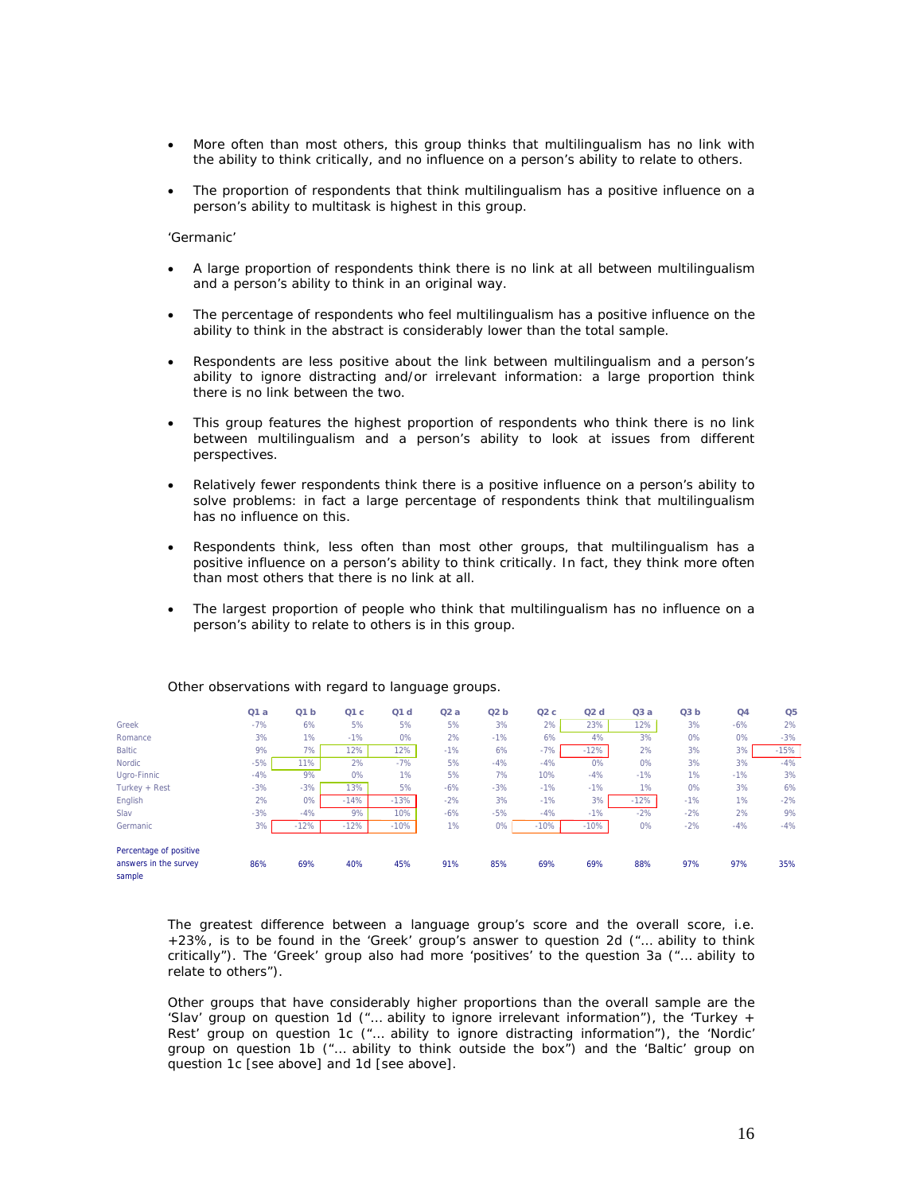- More often than most others, this group thinks that multilingualism has no link with the ability to think critically, and no influence on a person's ability to relate to others.

- The proportion of respondents that think multilingualism has a positive influence on a person's ability to multitask is highest in this group.

'Germanic'

- A large proportion of respondents think there is no link at all between multilingualism and a person's ability to think in an original way.

- The percentage of respondents who feel multilingualism has a positive influence on the ability to think in the abstract is considerably lower than the total sample.

- Respondents are less positive about the link between multilingualism and a person's ability to ignore distracting and/or irrelevant information: a large proportion think there is no link between the two.

- This group features the highest proportion of respondents who think there is no link between multilingualism and a person's ability to look at issues from different perspectives.

- Relatively fewer respondents think there is a positive influence on a person's ability to solve problems: in fact a large percentage of respondents think that multilingualism has no influence on this.

- Respondents think, less often than most other groups, that multilingualism has a positive influence on a person's ability to think critically. In fact, they think more often than most others that there is no link at all.

- The largest proportion of people who think that multilingualism has no influence on a person's ability to relate to others is in this group.

Other observations with regard to language groups.

| | Q1 a | Q1 b | Q1 c | Q1 d | Q2 a | Q2 b | Q2 c | Q2 d | Q3 a | Q3 b | Q4 | Q5 |
|---|---|---|---|---|---|---|---|---|---|---|---|---|
| Greek | -7% | 6% | 5% | 5% | 5% | 3% | 2% | 23% | 12% | 3% | -6% | 2% |
| Romance | 3% | 1% | -1% | 0% | 2% | -1% | 6% | 4% | 3% | 0% | 0% | -3% |
| Baltic | 9% | 7% | 12% | 12% | -1% | 6% | -7% | -12% | 2% | 3% | 3% | -15% |
| Nordic | -5% | 11% | 2% | -7% | 5% | -4% | -4% | 0% | 0% | 3% | 3% | -4% |
| Ugro-Finnic | -4% | 9% | 0% | 1% | 5% | 7% | 10% | -4% | -1% | 1% | -1% | 3% |
| Turkey + Rest | -3% | -3% | 13% | 5% | -6% | -3% | -1% | -1% | 1% | 0% | 3% | 6% |
| English | 2% | 0% | -14% | -13% | -2% | 3% | -1% | 3% | -12% | -1% | 1% | -2% |
| Slav | -3% | -4% | 9% | 10% | -6% | -5% | -4% | -1% | -2% | -2% | 2% | 9% |
| Germanic | 3% | -12% | -12% | -10% | 1% | 0% | -10% | -10% | 0% | -2% | -4% | -4% |
| Percentage of positive answers in the survey sample | 86% | 69% | 40% | 45% | 91% | 85% | 69% | 69% | 88% | 97% | 97% | 35% |

The greatest difference between a language group's score and the overall score, i.e. +23%, is to be found in the 'Greek' group's answer to question 2d ("… ability to think critically"). The 'Greek' group also had more 'positives' to the question 3a ("… ability to relate to others").

Other groups that have considerably higher proportions than the overall sample are the 'Slav' group on question 1d ("… ability to ignore irrelevant information"), the 'Turkey + Rest' group on question 1c ("… ability to ignore distracting information"), the 'Nordic' group on question 1b ("… ability to think outside the box") and the 'Baltic' group on question 1c [see above] and 1d [see above].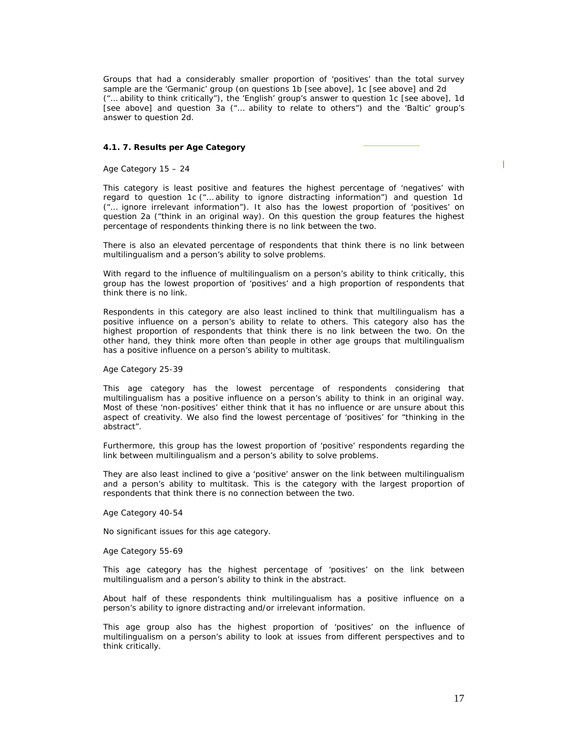Groups that had a considerably smaller proportion of 'positives' than the total survey sample are the 'Germanic' group (on questions 1b [see above], 1c [see above] and 2d ("… ability to think critically"), the 'English' group's answer to question 1c [see above], 1d [see above] and question 3a ("… ability to relate to others") and the 'Baltic' group's answer to question 2d.

#### 4.1. 7. Results per Age Category

Age Category 15 – 24

This category is least positive and features the highest percentage of 'negatives' with regard to question 1c ("… ability to ignore distracting information") and question 1d ("… ignore irrelevant information"). It also has the lowest proportion of 'positives' on question 2a ("think in an original way). On this question the group features the highest percentage of respondents thinking there is no link between the two.

There is also an elevated percentage of respondents that think there is no link between multilingualism and a person's ability to solve problems.

With regard to the influence of multilingualism on a person's ability to think critically, this group has the lowest proportion of 'positives' and a high proportion of respondents that think there is no link.

Respondents in this category are also least inclined to think that multilingualism has a positive influence on a person's ability to relate to others. This category also has the highest proportion of respondents that think there is no link between the two. On the other hand, they think more often than people in other age groups that multilingualism has a positive influence on a person's ability to multitask.

Age Category 25-39

This age category has the lowest percentage of respondents considering that multilingualism has a positive influence on a person's ability to think in an original way. Most of these 'non-positives' either think that it has no influence or are unsure about this aspect of creativity. We also find the lowest percentage of 'positives' for "thinking in the abstract".

Furthermore, this group has the lowest proportion of 'positive' respondents regarding the link between multilingualism and a person's ability to solve problems.

They are also least inclined to give a 'positive' answer on the link between multilingualism and a person's ability to multitask. This is the category with the largest proportion of respondents that think there is no connection between the two.

Age Category 40-54

No significant issues for this age category.

Age Category 55-69

This age category has the highest percentage of 'positives' on the link between multilingualism and a person's ability to think in the abstract.

About half of these respondents think multilingualism has a positive influence on a person's ability to ignore distracting and/or irrelevant information.

This age group also has the highest proportion of 'positives' on the influence of multilingualism on a person's ability to look at issues from different perspectives and to think critically.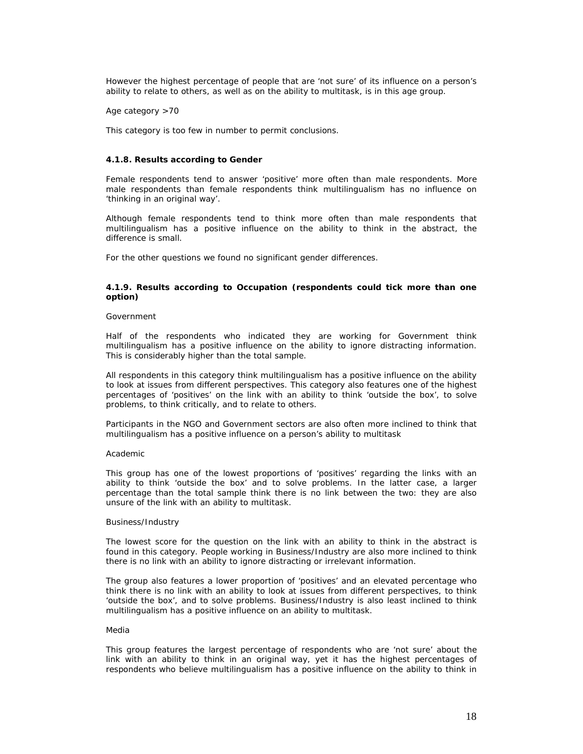However the highest percentage of people that are 'not sure' of its influence on a person's ability to relate to others, as well as on the ability to multitask, is in this age group.

Age category >70

This category is too few in number to permit conclusions.

#### 4.1.8. Results according to Gender

Female respondents tend to answer 'positive' more often than male respondents. More male respondents than female respondents think multilingualism has no influence on 'thinking in an original way'.

Although female respondents tend to think more often than male respondents that multilingualism has a positive influence on the ability to think in the abstract, the difference is small.

For the other questions we found no significant gender differences.

#### 4.1.9. Results according to Occupation (respondents could tick more than one option)

Government

Half of the respondents who indicated they are working for Government think multilingualism has a positive influence on the ability to ignore distracting information. This is considerably higher than the total sample.

All respondents in this category think multilingualism has a positive influence on the ability to look at issues from different perspectives. This category also features one of the highest percentages of 'positives' on the link with an ability to think 'outside the box', to solve problems, to think critically, and to relate to others.

Participants in the NGO and Government sectors are also often more inclined to think that multilingualism has a positive influence on a person's ability to multitask

Academic

This group has one of the lowest proportions of 'positives' regarding the links with an ability to think 'outside the box' and to solve problems. In the latter case, a larger percentage than the total sample think there is no link between the two: they are also unsure of the link with an ability to multitask.

Business/Industry

The lowest score for the question on the link with an ability to think in the abstract is found in this category. People working in Business/Industry are also more inclined to think there is no link with an ability to ignore distracting or irrelevant information.

The group also features a lower proportion of 'positives' and an elevated percentage who think there is no link with an ability to look at issues from different perspectives, to think 'outside the box', and to solve problems. Business/Industry is also least inclined to think multilingualism has a positive influence on an ability to multitask.

Media

This group features the largest percentage of respondents who are 'not sure' about the link with an ability to think in an original way, yet it has the highest percentages of respondents who believe multilingualism has a positive influence on the ability to think in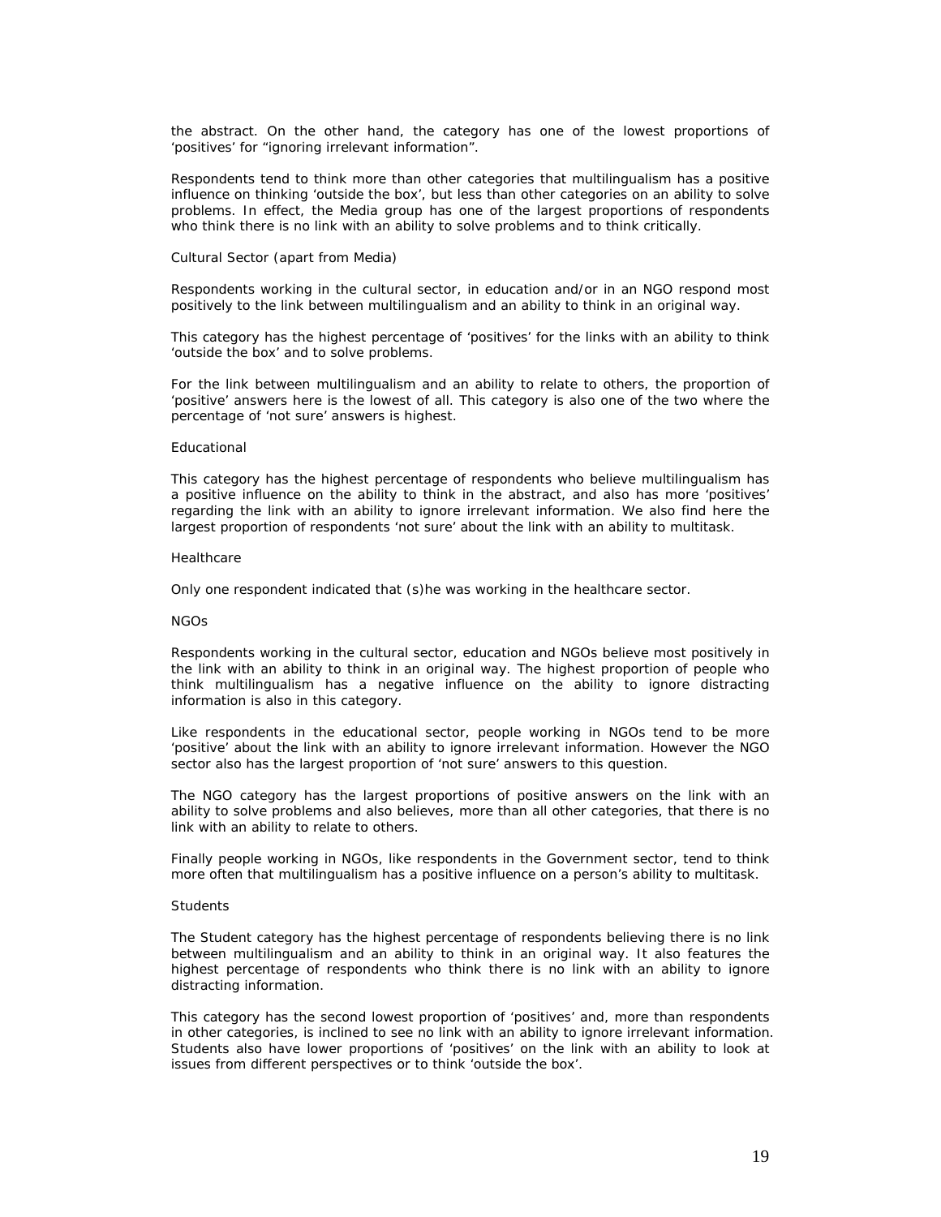the abstract. On the other hand, the category has one of the lowest proportions of 'positives' for "ignoring irrelevant information".

Respondents tend to think more than other categories that multilingualism has a positive influence on thinking 'outside the box', but less than other categories on an ability to solve problems. In effect, the Media group has one of the largest proportions of respondents who think there is no link with an ability to solve problems and to think critically.

### Cultural Sector (apart from Media)

Respondents working in the cultural sector, in education and/or in an NGO respond most positively to the link between multilingualism and an ability to think in an original way.

This category has the highest percentage of 'positives' for the links with an ability to think 'outside the box' and to solve problems.

For the link between multilingualism and an ability to relate to others, the proportion of 'positive' answers here is the lowest of all. This category is also one of the two where the percentage of 'not sure' answers is highest.

### Educational

This category has the highest percentage of respondents who believe multilingualism has a positive influence on the ability to think in the abstract, and also has more 'positives' regarding the link with an ability to ignore irrelevant information. We also find here the largest proportion of respondents 'not sure' about the link with an ability to multitask.

### Healthcare

Only one respondent indicated that (s)he was working in the healthcare sector.

### NGOs

Respondents working in the cultural sector, education and NGOs believe most positively in the link with an ability to think in an original way. The highest proportion of people who think multilingualism has a negative influence on the ability to ignore distracting information is also in this category.

Like respondents in the educational sector, people working in NGOs tend to be more 'positive' about the link with an ability to ignore irrelevant information. However the NGO sector also has the largest proportion of 'not sure' answers to this question.

The NGO category has the largest proportions of positive answers on the link with an ability to solve problems and also believes, more than all other categories, that there is no link with an ability to relate to others.

Finally people working in NGOs, like respondents in the Government sector, tend to think more often that multilingualism has a positive influence on a person's ability to multitask.

### Students

The Student category has the highest percentage of respondents believing there is no link between multilingualism and an ability to think in an original way. It also features the highest percentage of respondents who think there is no link with an ability to ignore distracting information.

This category has the second lowest proportion of 'positives' and, more than respondents in other categories, is inclined to see no link with an ability to ignore irrelevant information. Students also have lower proportions of 'positives' on the link with an ability to look at issues from different perspectives or to think 'outside the box'.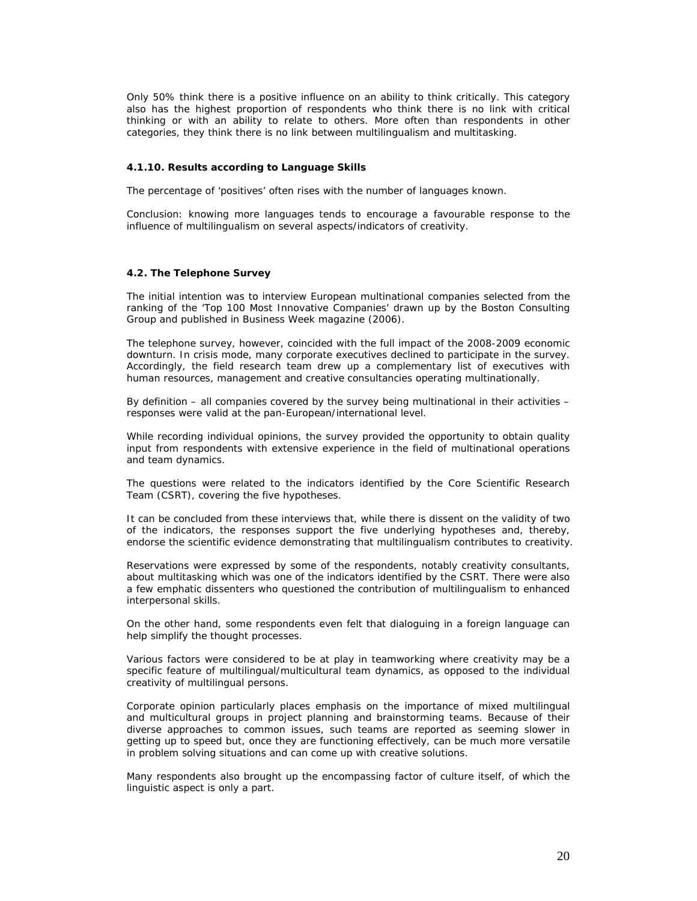Only 50% think there is a positive influence on an ability to think critically. This category also has the highest proportion of respondents who think there is no link with critical thinking or with an ability to relate to others. More often than respondents in other categories, they think there is no link between multilingualism and multitasking.

#### 4.1.10. Results according to Language Skills

The percentage of 'positives' often rises with the number of languages known.

Conclusion: knowing more languages tends to encourage a favourable response to the influence of multilingualism on several aspects/indicators of creativity.

### 4.2. The Telephone Survey

The initial intention was to interview European multinational companies selected from the ranking of the 'Top 100 Most Innovative Companies' drawn up by the Boston Consulting Group and published in Business Week magazine (2006).

The telephone survey, however, coincided with the full impact of the 2008-2009 economic downturn. In crisis mode, many corporate executives declined to participate in the survey. Accordingly, the field research team drew up a complementary list of executives with human resources, management and creative consultancies operating multinationally.

By definition – all companies covered by the survey being multinational in their activities – responses were valid at the pan-European/international level.

While recording individual opinions, the survey provided the opportunity to obtain quality input from respondents with extensive experience in the field of multinational operations and team dynamics.

The questions were related to the indicators identified by the Core Scientific Research Team (CSRT), covering the five hypotheses.

It can be concluded from these interviews that, while there is dissent on the validity of two of the indicators, the responses support the five underlying hypotheses and, thereby, endorse the scientific evidence demonstrating that multilingualism contributes to creativity.

Reservations were expressed by some of the respondents, notably creativity consultants, about multitasking which was one of the indicators identified by the CSRT. There were also a few emphatic dissenters who questioned the contribution of multilingualism to enhanced interpersonal skills.

On the other hand, some respondents even felt that dialoguing in a foreign language can help simplify the thought processes.

Various factors were considered to be at play in teamworking where creativity may be a specific feature of multilingual/multicultural team dynamics, as opposed to the individual creativity of multilingual persons.

Corporate opinion particularly places emphasis on the importance of mixed multilingual and multicultural groups in project planning and brainstorming teams. Because of their diverse approaches to common issues, such teams are reported as seeming slower in getting up to speed but, once they are functioning effectively, can be much more versatile in problem solving situations and can come up with creative solutions.

Many respondents also brought up the encompassing factor of culture itself, of which the linguistic aspect is only a part.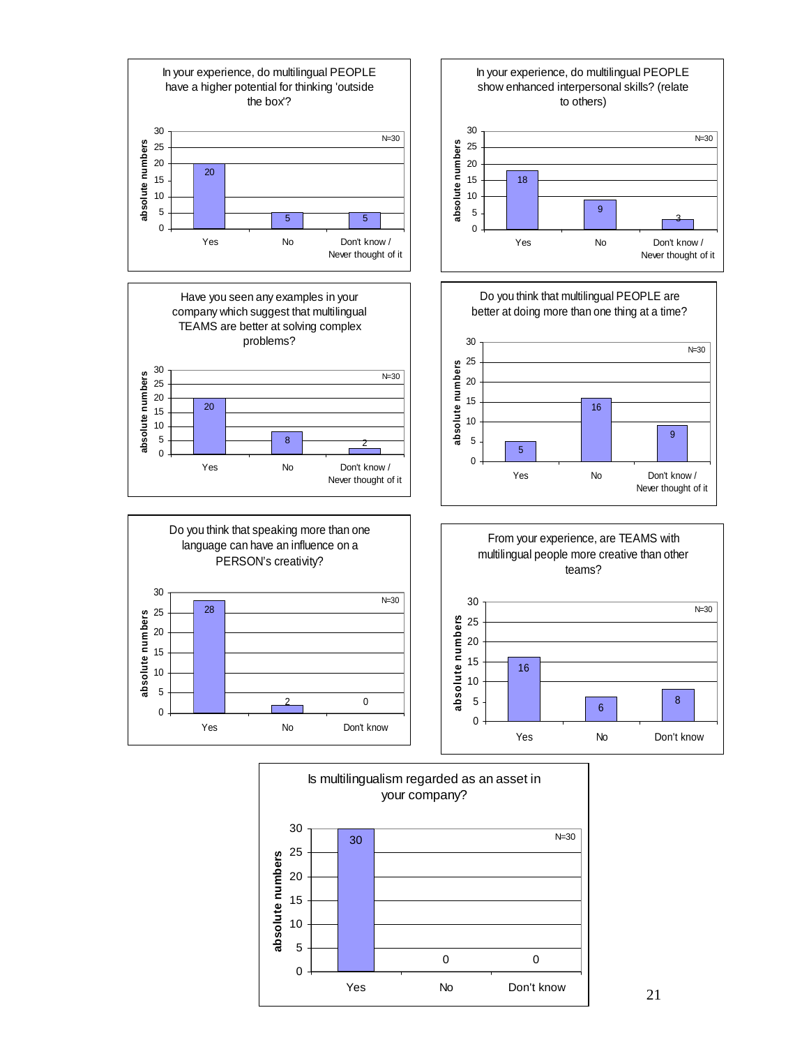**In your experience, do multilingual PEOPLE have a higher potential for thinking 'outside the box'?** (N=30)

| | Yes | No | Don't know / Never thought of it |
|---|---|---|---|
| absolute numbers | 20 | 5 | 5 |

**In your experience, do multilingual PEOPLE show enhanced interpersonal skills? (relate to others)** (N=30)

| | Yes | No | Don't know / Never thought of it |
|---|---|---|---|
| absolute numbers | 18 | 9 | 3 |

**Have you seen any examples in your company which suggest that multilingual TEAMS are better at solving complex problems?** (N=30)

| | Yes | No | Don't know / Never thought of it |
|---|---|---|---|
| absolute numbers | 20 | 8 | 2 |

**Do you think that multilingual PEOPLE are better at doing more than one thing at a time?** (N=30)

| | Yes | No | Don't know / Never thought of it |
|---|---|---|---|
| absolute numbers | 5 | 16 | 9 |

**Do you think that speaking more than one language can have an influence on a PERSON's creativity?** (N=30)

| | Yes | No | Don't know |
|---|---|---|---|
| absolute numbers | 28 | 2 | 0 |

**From your experience, are TEAMS with multilingual people more creative than other teams?** (N=30)

| | Yes | No | Don't know |
|---|---|---|---|
| absolute numbers | 16 | 6 | 8 |

**Is multilingualism regarded as an asset in your company?** (N=30)

| | Yes | No | Don't know |
|---|---|---|---|
| absolute numbers | 30 | 0 | 0 |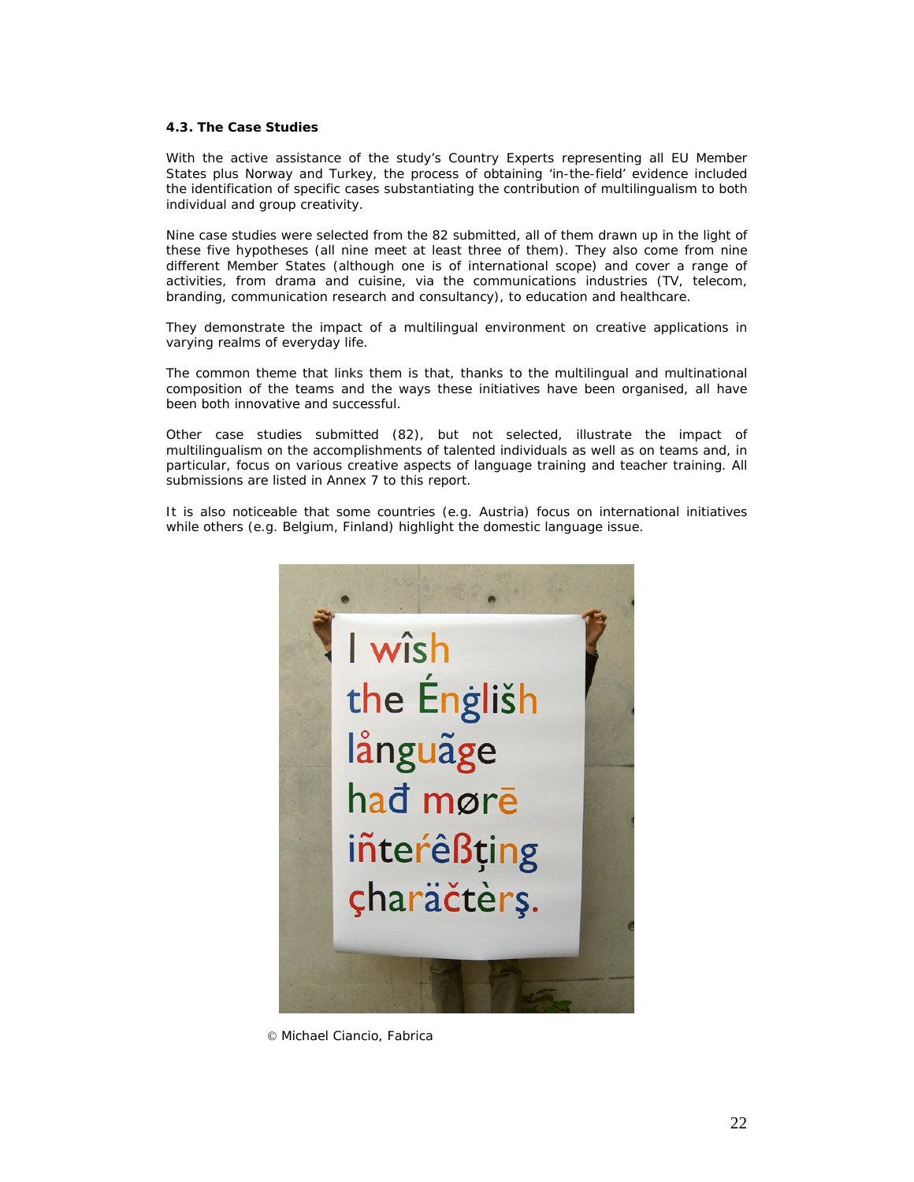#### 4.3. The Case Studies

With the active assistance of the study's Country Experts representing all EU Member States plus Norway and Turkey, the process of obtaining 'in-the-field' evidence included the identification of specific cases substantiating the contribution of multilingualism to both individual and group creativity.

Nine case studies were selected from the 82 submitted, all of them drawn up in the light of these five hypotheses (all nine meet at least three of them). They also come from nine different Member States (although one is of international scope) and cover a range of activities, from drama and cuisine, via the communications industries (TV, telecom, branding, communication research and consultancy), to education and healthcare.

They demonstrate the impact of a multilingual environment on creative applications in varying realms of everyday life.

The common theme that links them is that, thanks to the multilingual and multinational composition of the teams and the ways these initiatives have been organised, all have been both innovative and successful.

Other case studies submitted (82), but not selected, illustrate the impact of multilingualism on the accomplishments of talented individuals as well as on teams and, in particular, focus on various creative aspects of language training and teacher training. All submissions are listed in Annex 7 to this report.

It is also noticeable that some countries (e.g. Austria) focus on international initiatives while others (e.g. Belgium, Finland) highlight the domestic language issue.

© Michael Ciancio, Fabrica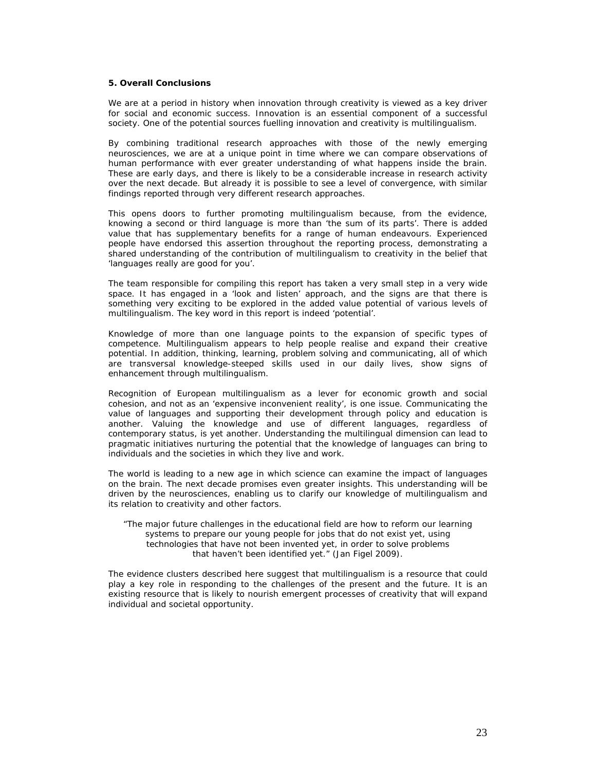## 5. Overall Conclusions

We are at a period in history when innovation through creativity is viewed as a key driver for social and economic success. Innovation is an essential component of a successful society. One of the potential sources fuelling innovation and creativity is multilingualism.

By combining traditional research approaches with those of the newly emerging neurosciences, we are at a unique point in time where we can compare observations of human performance with ever greater understanding of what happens inside the brain. These are early days, and there is likely to be a considerable increase in research activity over the next decade. But already it is possible to see a level of convergence, with similar findings reported through very different research approaches.

This opens doors to further promoting multilingualism because, from the evidence, knowing a second or third language is more than 'the sum of its parts'. There is added value that has supplementary benefits for a range of human endeavours. Experienced people have endorsed this assertion throughout the reporting process, demonstrating a shared understanding of the contribution of multilingualism to creativity in the belief that 'languages really are good for you'.

The team responsible for compiling this report has taken a very small step in a very wide space. It has engaged in a 'look and listen' approach, and the signs are that there is something very exciting to be explored in the added value potential of various levels of multilingualism. The key word in this report is indeed 'potential'.

Knowledge of more than one language points to the expansion of specific types of competence. Multilingualism appears to help people realise and expand their creative potential. In addition, thinking, learning, problem solving and communicating, all of which are transversal knowledge-steeped skills used in our daily lives, show signs of enhancement through multilingualism.

Recognition of European multilingualism as a lever for economic growth and social cohesion, and not as an 'expensive inconvenient reality', is one issue. Communicating the value of languages and supporting their development through policy and education is another. Valuing the knowledge and use of different languages, regardless of contemporary status, is yet another. Understanding the multilingual dimension can lead to pragmatic initiatives nurturing the potential that the knowledge of languages can bring to individuals and the societies in which they live and work.

The world is leading to a new age in which science can examine the impact of languages on the brain. The next decade promises even greater insights. This understanding will be driven by the neurosciences, enabling us to clarify our knowledge of multilingualism and its relation to creativity and other factors.

> "The major future challenges in the educational field are how to reform our learning systems to prepare our young people for jobs that do not exist yet, using technologies that have not been invented yet, in order to solve problems that haven't been identified yet." (Jan Figel 2009).

The evidence clusters described here suggest that multilingualism is a resource that could play a key role in responding to the challenges of the present and the future. It is an existing resource that is likely to nourish emergent processes of creativity that will expand individual and societal opportunity.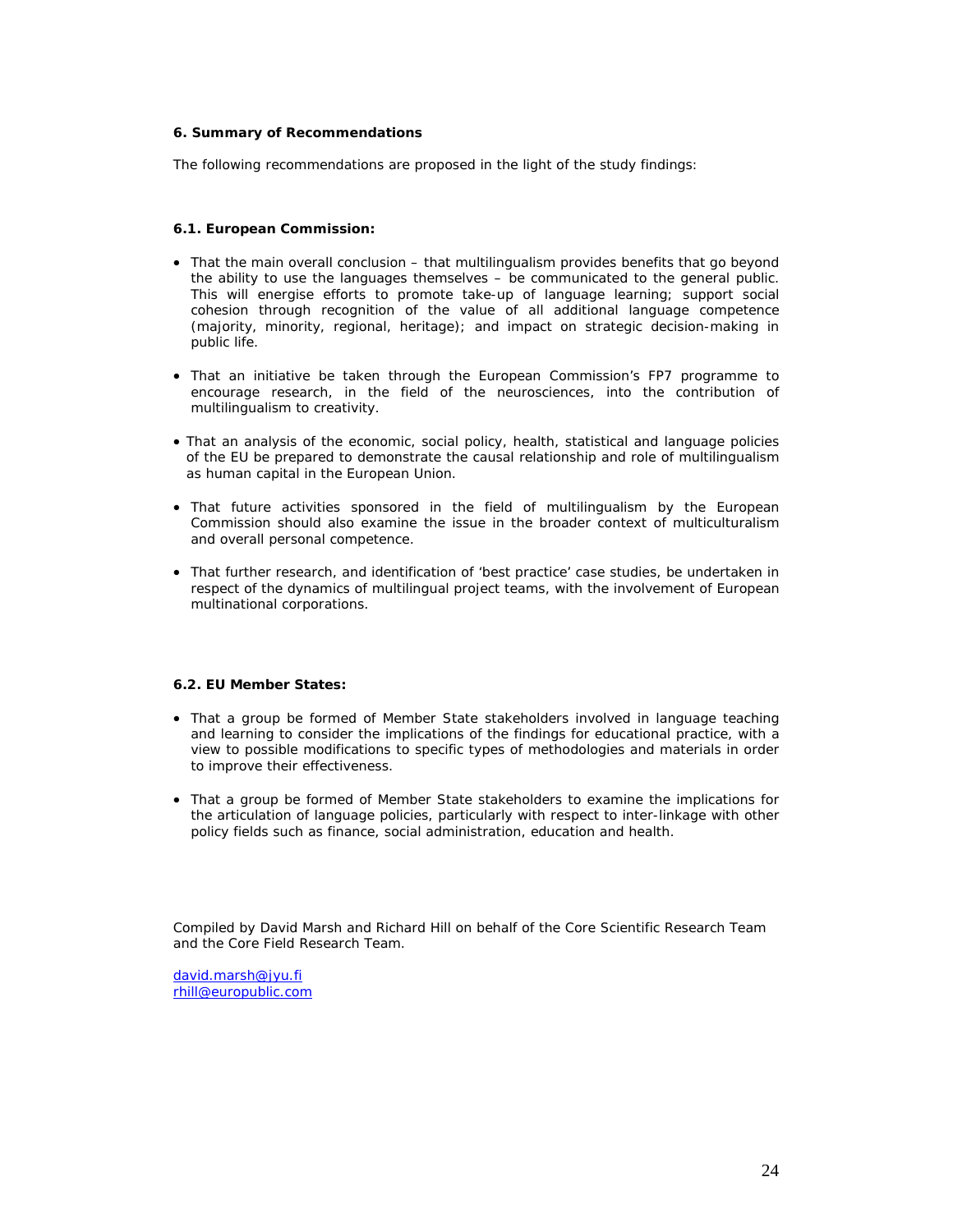## 6. Summary of Recommendations

The following recommendations are proposed in the light of the study findings:

### 6.1. European Commission:

- That the main overall conclusion – that multilingualism provides benefits that go beyond the ability to use the languages themselves – be communicated to the general public. This will energise efforts to promote take-up of language learning; support social cohesion through recognition of the value of all additional language competence (majority, minority, regional, heritage); and impact on strategic decision-making in public life.

- That an initiative be taken through the European Commission's FP7 programme to encourage research, in the field of the neurosciences, into the contribution of multilingualism to creativity.

- That an analysis of the economic, social policy, health, statistical and language policies of the EU be prepared to demonstrate the causal relationship and role of multilingualism as human capital in the European Union.

- That future activities sponsored in the field of multilingualism by the European Commission should also examine the issue in the broader context of multiculturalism and overall personal competence.

- That further research, and identification of 'best practice' case studies, be undertaken in respect of the dynamics of multilingual project teams, with the involvement of European multinational corporations.

### 6.2. EU Member States:

- That a group be formed of Member State stakeholders involved in language teaching and learning to consider the implications of the findings for educational practice, with a view to possible modifications to specific types of methodologies and materials in order to improve their effectiveness.

- That a group be formed of Member State stakeholders to examine the implications for the articulation of language policies, particularly with respect to inter-linkage with other policy fields such as finance, social administration, education and health.

Compiled by David Marsh and Richard Hill on behalf of the Core Scientific Research Team and the Core Field Research Team.

david.marsh@jyu.fi
rhill@europublic.com